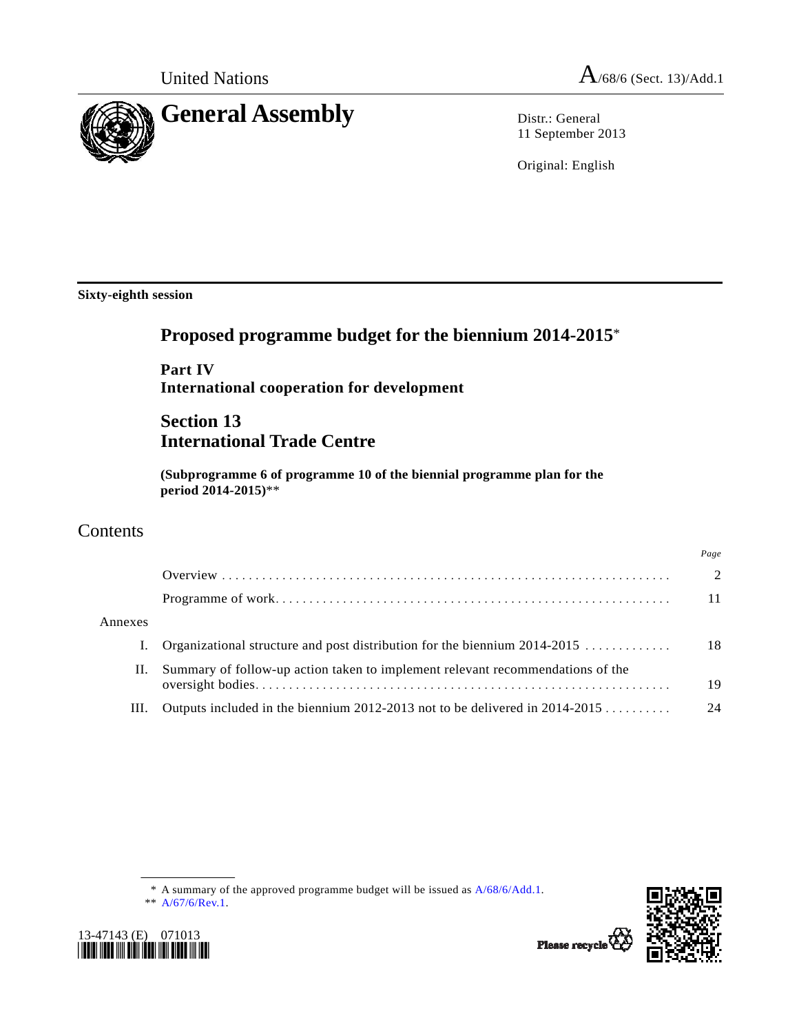United Nations A/68/6 (Sect. 13)/Add.1

# General Assembly

Distr.: General
11 September 2013

Original: English

**Sixty-eighth session**

## Proposed programme budget for the biennium 2014-2015*

**Part IV**
**International cooperation for development**

## Section 13
## International Trade Centre

**(Subprogramme 6 of programme 10 of the biennial programme plan for the period 2014-2015)****

# Contents

| | | Page |
|---|---|---|
| | Overview | 2 |
| | Programme of work | 11 |
| Annexes | | |
| I. | Organizational structure and post distribution for the biennium 2014-2015 | 18 |
| II. | Summary of follow-up action taken to implement relevant recommendations of the oversight bodies | 19 |
| III. | Outputs included in the biennium 2012-2013 not to be delivered in 2014-2015 | 24 |

\* A summary of the approved programme budget will be issued as A/68/6/Add.1.

\*\* A/67/6/Rev.1.

13-47143 (E) 071013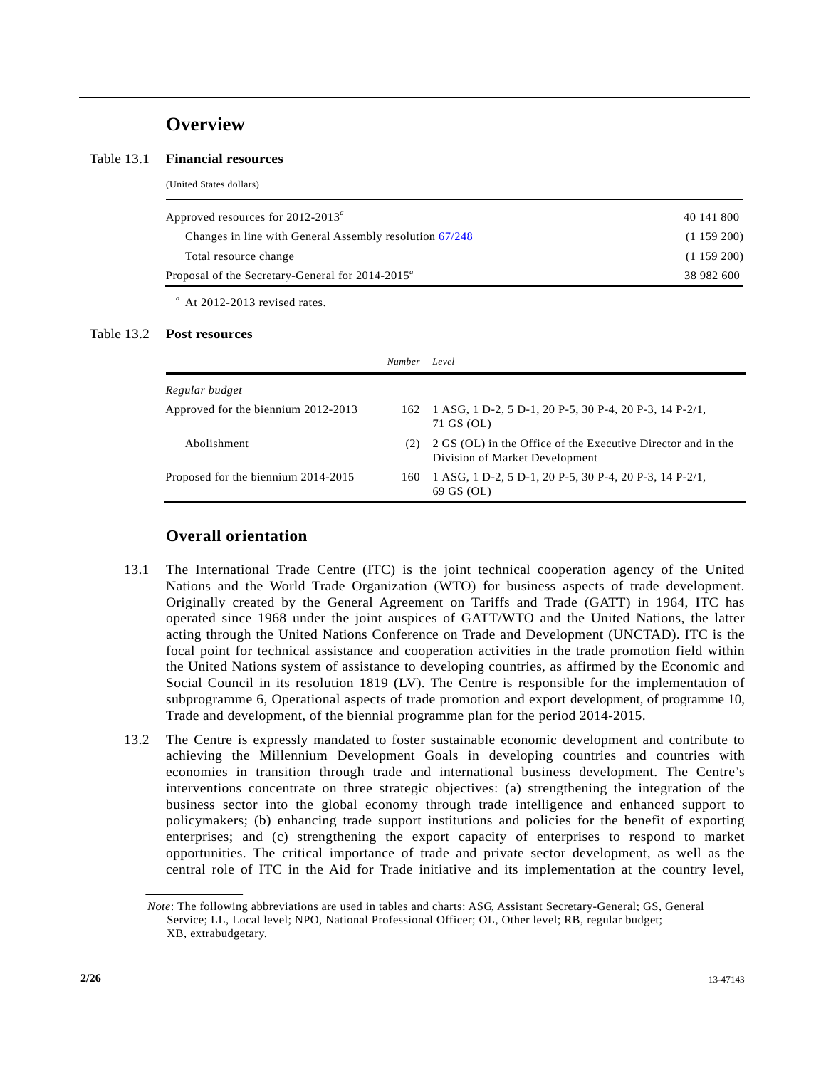## Overview

Table 13.1 **Financial resources**

(United States dollars)

| | |
|---|---|
| Approved resources for 2012-2013[a] | 40 141 800 |
| Changes in line with General Assembly resolution 67/248 | (1 159 200) |
| Total resource change | (1 159 200) |
| Proposal of the Secretary-General for 2014-2015[a] | 38 982 600 |

[a] At 2012-2013 revised rates.

Table 13.2 **Post resources**

| | Number | Level |
|---|---|---|
| *Regular budget* | | |
| Approved for the biennium 2012-2013 | 162 | 1 ASG, 1 D-2, 5 D-1, 20 P-5, 30 P-4, 20 P-3, 14 P-2/1, 71 GS (OL) |
| Abolishment | (2) | 2 GS (OL) in the Office of the Executive Director and in the Division of Market Development |
| Proposed for the biennium 2014-2015 | 160 | 1 ASG, 1 D-2, 5 D-1, 20 P-5, 30 P-4, 20 P-3, 14 P-2/1, 69 GS (OL) |

## Overall orientation

13.1 The International Trade Centre (ITC) is the joint technical cooperation agency of the United Nations and the World Trade Organization (WTO) for business aspects of trade development. Originally created by the General Agreement on Tariffs and Trade (GATT) in 1964, ITC has operated since 1968 under the joint auspices of GATT/WTO and the United Nations, the latter acting through the United Nations Conference on Trade and Development (UNCTAD). ITC is the focal point for technical assistance and cooperation activities in the trade promotion field within the United Nations system of assistance to developing countries, as affirmed by the Economic and Social Council in its resolution 1819 (LV). The Centre is responsible for the implementation of subprogramme 6, Operational aspects of trade promotion and export development, of programme 10, Trade and development, of the biennial programme plan for the period 2014-2015.

13.2 The Centre is expressly mandated to foster sustainable economic development and contribute to achieving the Millennium Development Goals in developing countries and countries with economies in transition through trade and international business development. The Centre's interventions concentrate on three strategic objectives: (a) strengthening the integration of the business sector into the global economy through trade intelligence and enhanced support to policymakers; (b) enhancing trade support institutions and policies for the benefit of exporting enterprises; and (c) strengthening the export capacity of enterprises to respond to market opportunities. The critical importance of trade and private sector development, as well as the central role of ITC in the Aid for Trade initiative and its implementation at the country level,

*Note*: The following abbreviations are used in tables and charts: ASG, Assistant Secretary-General; GS, General Service; LL, Local level; NPO, National Professional Officer; OL, Other level; RB, regular budget; XB, extrabudgetary.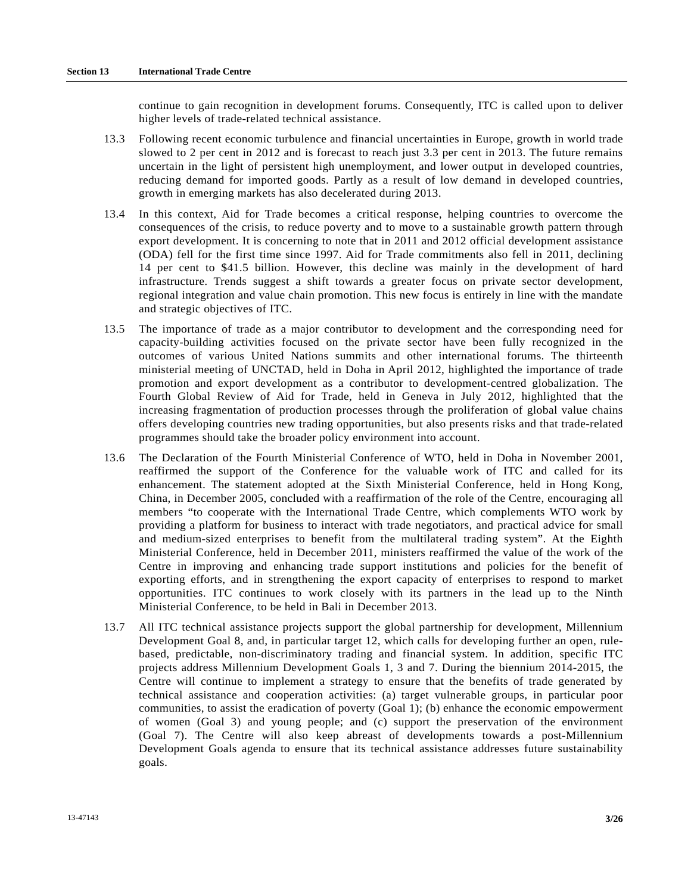continue to gain recognition in development forums. Consequently, ITC is called upon to deliver higher levels of trade-related technical assistance.

13.3 Following recent economic turbulence and financial uncertainties in Europe, growth in world trade slowed to 2 per cent in 2012 and is forecast to reach just 3.3 per cent in 2013. The future remains uncertain in the light of persistent high unemployment, and lower output in developed countries, reducing demand for imported goods. Partly as a result of low demand in developed countries, growth in emerging markets has also decelerated during 2013.

13.4 In this context, Aid for Trade becomes a critical response, helping countries to overcome the consequences of the crisis, to reduce poverty and to move to a sustainable growth pattern through export development. It is concerning to note that in 2011 and 2012 official development assistance (ODA) fell for the first time since 1997. Aid for Trade commitments also fell in 2011, declining 14 per cent to $41.5 billion. However, this decline was mainly in the development of hard infrastructure. Trends suggest a shift towards a greater focus on private sector development, regional integration and value chain promotion. This new focus is entirely in line with the mandate and strategic objectives of ITC.

13.5 The importance of trade as a major contributor to development and the corresponding need for capacity-building activities focused on the private sector have been fully recognized in the outcomes of various United Nations summits and other international forums. The thirteenth ministerial meeting of UNCTAD, held in Doha in April 2012, highlighted the importance of trade promotion and export development as a contributor to development-centred globalization. The Fourth Global Review of Aid for Trade, held in Geneva in July 2012, highlighted that the increasing fragmentation of production processes through the proliferation of global value chains offers developing countries new trading opportunities, but also presents risks and that trade-related programmes should take the broader policy environment into account.

13.6 The Declaration of the Fourth Ministerial Conference of WTO, held in Doha in November 2001, reaffirmed the support of the Conference for the valuable work of ITC and called for its enhancement. The statement adopted at the Sixth Ministerial Conference, held in Hong Kong, China, in December 2005, concluded with a reaffirmation of the role of the Centre, encouraging all members "to cooperate with the International Trade Centre, which complements WTO work by providing a platform for business to interact with trade negotiators, and practical advice for small and medium-sized enterprises to benefit from the multilateral trading system". At the Eighth Ministerial Conference, held in December 2011, ministers reaffirmed the value of the work of the Centre in improving and enhancing trade support institutions and policies for the benefit of exporting efforts, and in strengthening the export capacity of enterprises to respond to market opportunities. ITC continues to work closely with its partners in the lead up to the Ninth Ministerial Conference, to be held in Bali in December 2013.

13.7 All ITC technical assistance projects support the global partnership for development, Millennium Development Goal 8, and, in particular target 12, which calls for developing further an open, rule-based, predictable, non-discriminatory trading and financial system. In addition, specific ITC projects address Millennium Development Goals 1, 3 and 7. During the biennium 2014-2015, the Centre will continue to implement a strategy to ensure that the benefits of trade generated by technical assistance and cooperation activities: (a) target vulnerable groups, in particular poor communities, to assist the eradication of poverty (Goal 1); (b) enhance the economic empowerment of women (Goal 3) and young people; and (c) support the preservation of the environment (Goal 7). The Centre will also keep abreast of developments towards a post-Millennium Development Goals agenda to ensure that its technical assistance addresses future sustainability goals.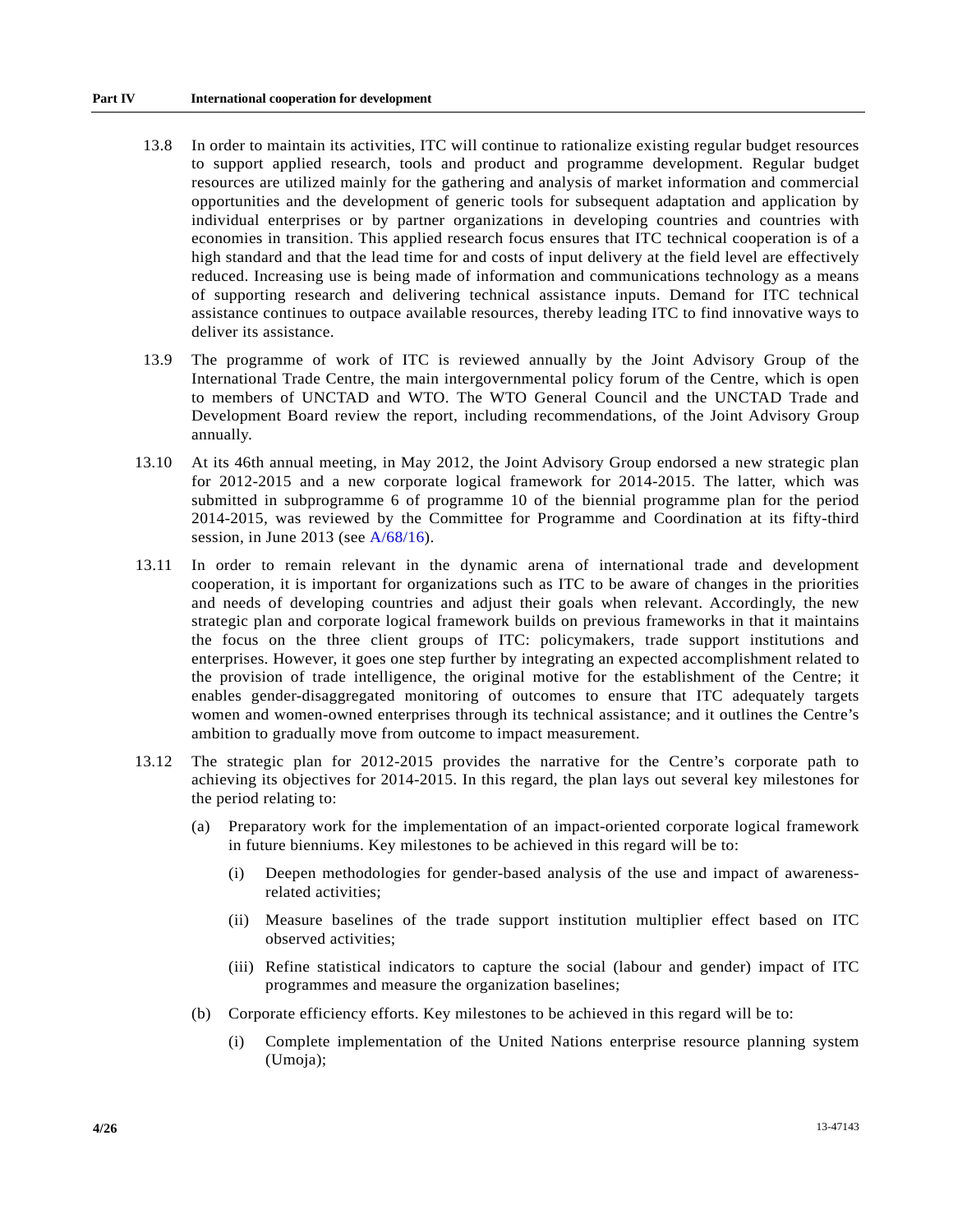13.8 In order to maintain its activities, ITC will continue to rationalize existing regular budget resources to support applied research, tools and product and programme development. Regular budget resources are utilized mainly for the gathering and analysis of market information and commercial opportunities and the development of generic tools for subsequent adaptation and application by individual enterprises or by partner organizations in developing countries and countries with economies in transition. This applied research focus ensures that ITC technical cooperation is of a high standard and that the lead time for and costs of input delivery at the field level are effectively reduced. Increasing use is being made of information and communications technology as a means of supporting research and delivering technical assistance inputs. Demand for ITC technical assistance continues to outpace available resources, thereby leading ITC to find innovative ways to deliver its assistance.

13.9 The programme of work of ITC is reviewed annually by the Joint Advisory Group of the International Trade Centre, the main intergovernmental policy forum of the Centre, which is open to members of UNCTAD and WTO. The WTO General Council and the UNCTAD Trade and Development Board review the report, including recommendations, of the Joint Advisory Group annually.

13.10 At its 46th annual meeting, in May 2012, the Joint Advisory Group endorsed a new strategic plan for 2012-2015 and a new corporate logical framework for 2014-2015. The latter, which was submitted in subprogramme 6 of programme 10 of the biennial programme plan for the period 2014-2015, was reviewed by the Committee for Programme and Coordination at its fifty-third session, in June 2013 (see A/68/16).

13.11 In order to remain relevant in the dynamic arena of international trade and development cooperation, it is important for organizations such as ITC to be aware of changes in the priorities and needs of developing countries and adjust their goals when relevant. Accordingly, the new strategic plan and corporate logical framework builds on previous frameworks in that it maintains the focus on the three client groups of ITC: policymakers, trade support institutions and enterprises. However, it goes one step further by integrating an expected accomplishment related to the provision of trade intelligence, the original motive for the establishment of the Centre; it enables gender-disaggregated monitoring of outcomes to ensure that ITC adequately targets women and women-owned enterprises through its technical assistance; and it outlines the Centre's ambition to gradually move from outcome to impact measurement.

13.12 The strategic plan for 2012-2015 provides the narrative for the Centre's corporate path to achieving its objectives for 2014-2015. In this regard, the plan lays out several key milestones for the period relating to:

(a) Preparatory work for the implementation of an impact-oriented corporate logical framework in future bienniums. Key milestones to be achieved in this regard will be to:

(i) Deepen methodologies for gender-based analysis of the use and impact of awareness-related activities;

(ii) Measure baselines of the trade support institution multiplier effect based on ITC observed activities;

(iii) Refine statistical indicators to capture the social (labour and gender) impact of ITC programmes and measure the organization baselines;

(b) Corporate efficiency efforts. Key milestones to be achieved in this regard will be to:

(i) Complete implementation of the United Nations enterprise resource planning system (Umoja);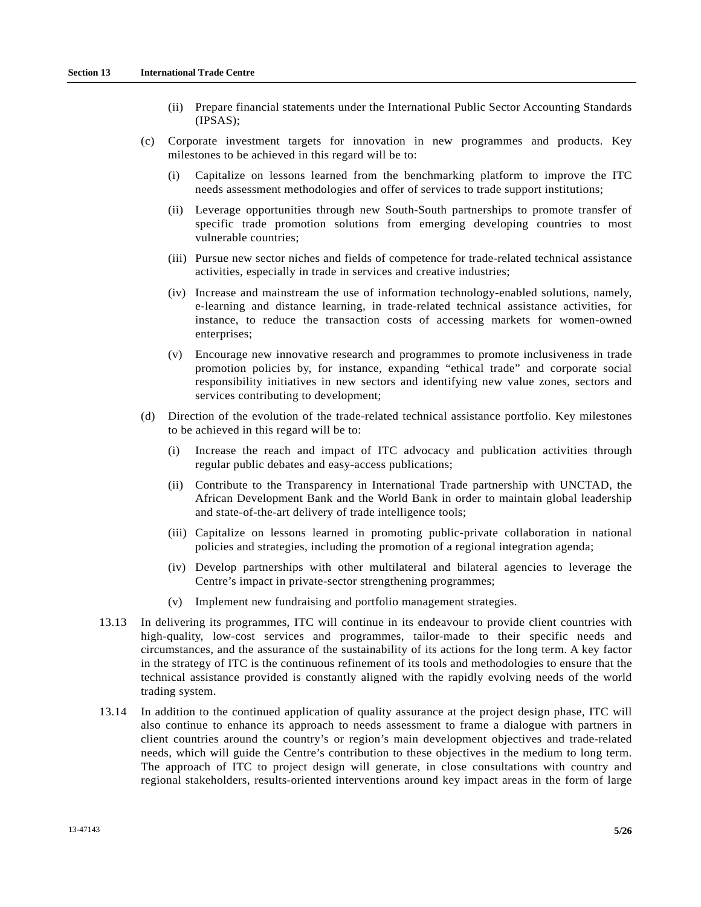(ii) Prepare financial statements under the International Public Sector Accounting Standards (IPSAS);

(c) Corporate investment targets for innovation in new programmes and products. Key milestones to be achieved in this regard will be to:

(i) Capitalize on lessons learned from the benchmarking platform to improve the ITC needs assessment methodologies and offer of services to trade support institutions;

(ii) Leverage opportunities through new South-South partnerships to promote transfer of specific trade promotion solutions from emerging developing countries to most vulnerable countries;

(iii) Pursue new sector niches and fields of competence for trade-related technical assistance activities, especially in trade in services and creative industries;

(iv) Increase and mainstream the use of information technology-enabled solutions, namely, e-learning and distance learning, in trade-related technical assistance activities, for instance, to reduce the transaction costs of accessing markets for women-owned enterprises;

(v) Encourage new innovative research and programmes to promote inclusiveness in trade promotion policies by, for instance, expanding "ethical trade" and corporate social responsibility initiatives in new sectors and identifying new value zones, sectors and services contributing to development;

(d) Direction of the evolution of the trade-related technical assistance portfolio. Key milestones to be achieved in this regard will be to:

(i) Increase the reach and impact of ITC advocacy and publication activities through regular public debates and easy-access publications;

(ii) Contribute to the Transparency in International Trade partnership with UNCTAD, the African Development Bank and the World Bank in order to maintain global leadership and state-of-the-art delivery of trade intelligence tools;

(iii) Capitalize on lessons learned in promoting public-private collaboration in national policies and strategies, including the promotion of a regional integration agenda;

(iv) Develop partnerships with other multilateral and bilateral agencies to leverage the Centre's impact in private-sector strengthening programmes;

(v) Implement new fundraising and portfolio management strategies.

13.13 In delivering its programmes, ITC will continue in its endeavour to provide client countries with high-quality, low-cost services and programmes, tailor-made to their specific needs and circumstances, and the assurance of the sustainability of its actions for the long term. A key factor in the strategy of ITC is the continuous refinement of its tools and methodologies to ensure that the technical assistance provided is constantly aligned with the rapidly evolving needs of the world trading system.

13.14 In addition to the continued application of quality assurance at the project design phase, ITC will also continue to enhance its approach to needs assessment to frame a dialogue with partners in client countries around the country's or region's main development objectives and trade-related needs, which will guide the Centre's contribution to these objectives in the medium to long term. The approach of ITC to project design will generate, in close consultations with country and regional stakeholders, results-oriented interventions around key impact areas in the form of large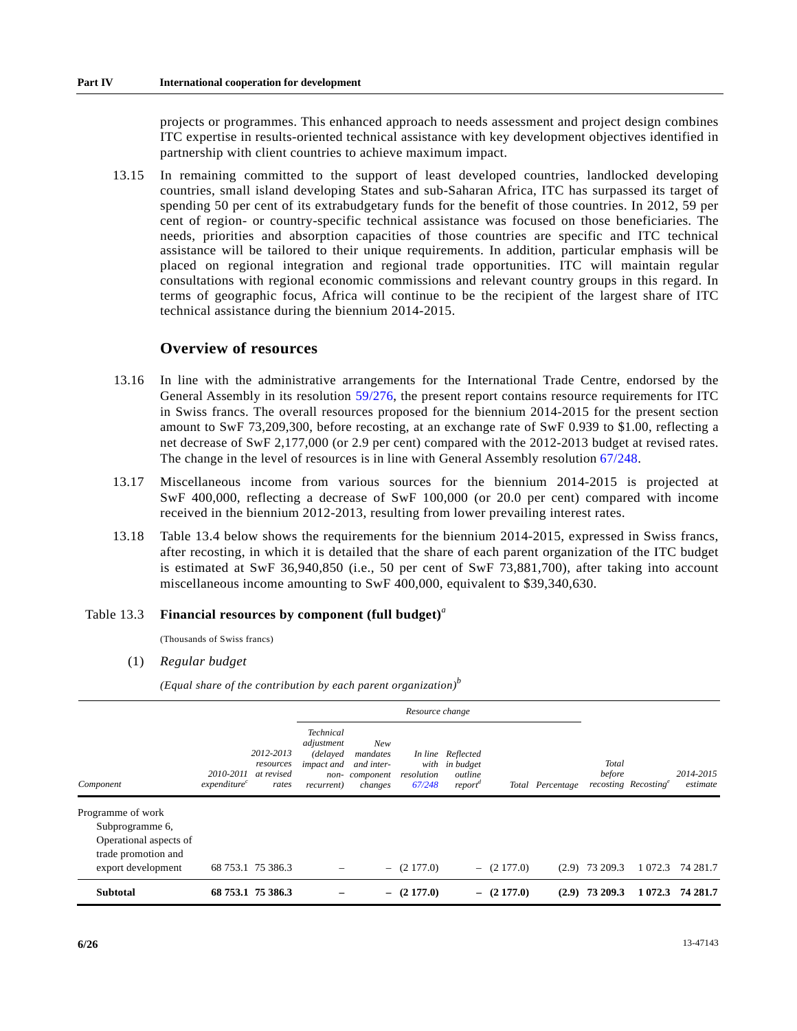projects or programmes. This enhanced approach to needs assessment and project design combines ITC expertise in results-oriented technical assistance with key development objectives identified in partnership with client countries to achieve maximum impact.

13.15 In remaining committed to the support of least developed countries, landlocked developing countries, small island developing States and sub-Saharan Africa, ITC has surpassed its target of spending 50 per cent of its extrabudgetary funds for the benefit of those countries. In 2012, 59 per cent of region- or country-specific technical assistance was focused on those beneficiaries. The needs, priorities and absorption capacities of those countries are specific and ITC technical assistance will be tailored to their unique requirements. In addition, particular emphasis will be placed on regional integration and regional trade opportunities. ITC will maintain regular consultations with regional economic commissions and relevant country groups in this regard. In terms of geographic focus, Africa will continue to be the recipient of the largest share of ITC technical assistance during the biennium 2014-2015.

## Overview of resources

13.16 In line with the administrative arrangements for the International Trade Centre, endorsed by the General Assembly in its resolution 59/276, the present report contains resource requirements for ITC in Swiss francs. The overall resources proposed for the biennium 2014-2015 for the present section amount to SwF 73,209,300, before recosting, at an exchange rate of SwF 0.939 to $1.00, reflecting a net decrease of SwF 2,177,000 (or 2.9 per cent) compared with the 2012-2013 budget at revised rates. The change in the level of resources is in line with General Assembly resolution 67/248.

13.17 Miscellaneous income from various sources for the biennium 2014-2015 is projected at SwF 400,000, reflecting a decrease of SwF 100,000 (or 20.0 per cent) compared with income received in the biennium 2012-2013, resulting from lower prevailing interest rates.

13.18 Table 13.4 below shows the requirements for the biennium 2014-2015, expressed in Swiss francs, after recosting, in which it is detailed that the share of each parent organization of the ITC budget is estimated at SwF 36,940,850 (i.e., 50 per cent of SwF 73,881,700), after taking into account miscellaneous income amounting to SwF 400,000, equivalent to $39,340,630.

Table 13.3 **Financial resources by component (full budget)**[a]

(Thousands of Swiss francs)

(1) *Regular budget*

*(Equal share of the contribution by each parent organization)*[b]

| Component | 2010-2011 expenditure[c] | 2012-2013 resources at revised rates | Resource change: Technical adjustment (delayed impact and non-recurrent) | Resource change: New mandates and inter-component changes | Resource change: In line with resolution 67/248 | Resource change: Reflected in budget outline report[d] | Resource change: Total | Resource change: Percentage | Total before recosting | Recosting[e] | 2014-2015 estimate |
|---|---|---|---|---|---|---|---|---|---|---|---|
| Programme of work Subprogramme 6, Operational aspects of trade promotion and export development | 68 753.1 | 75 386.3 | – | – | (2 177.0) | – | (2 177.0) | (2.9) | 73 209.3 | 1 072.3 | 74 281.7 |
| **Subtotal** | **68 753.1** | **75 386.3** | **–** | **–** | **(2 177.0)** | **–** | **(2 177.0)** | **(2.9)** | **73 209.3** | **1 072.3** | **74 281.7** |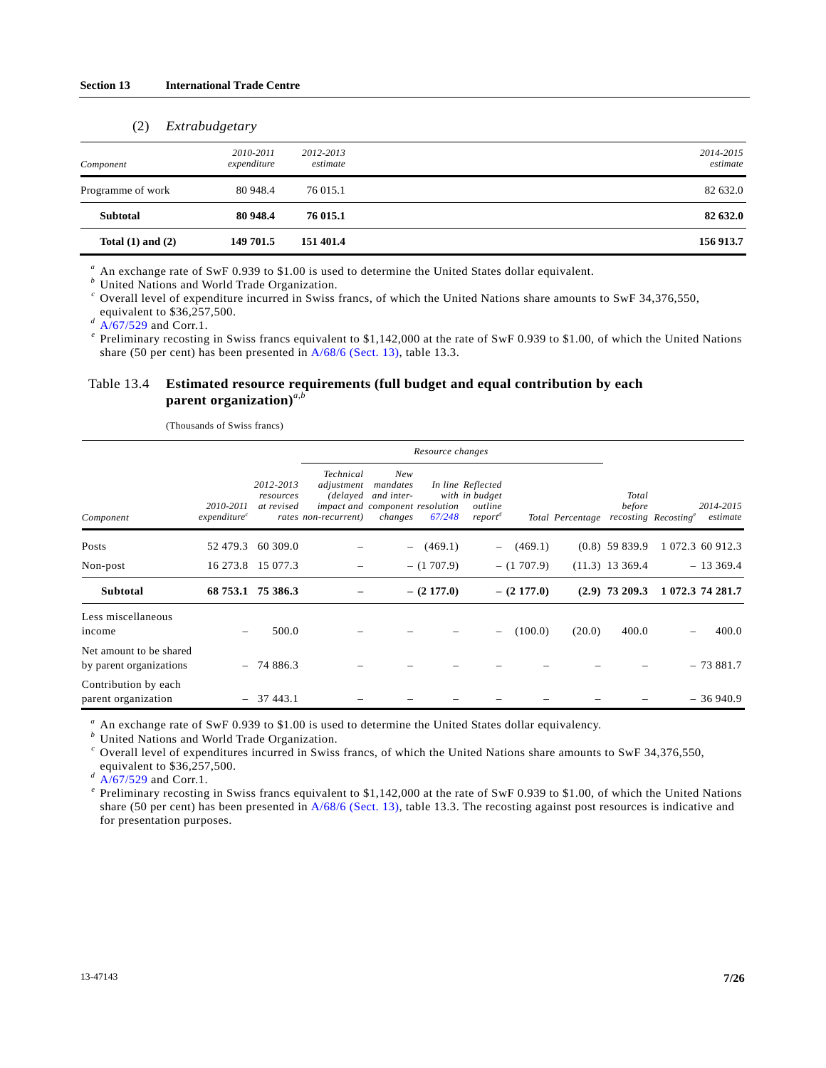(2) *Extrabudgetary*

| *Component* | *2010-2011 expenditure* | *2012-2013 estimate* | *2014-2015 estimate* |
|---|---|---|---|
| Programme of work | 80 948.4 | 76 015.1 | 82 632.0 |
| **Subtotal** | **80 948.4** | **76 015.1** | **82 632.0** |
| **Total (1) and (2)** | **149 701.5** | **151 401.4** | **156 913.7** |

[a] An exchange rate of SwF 0.939 to $1.00 is used to determine the United States dollar equivalent.
[b] United Nations and World Trade Organization.
[c] Overall level of expenditure incurred in Swiss francs, of which the United Nations share amounts to SwF 34,376,550, equivalent to $36,257,500.
[d] A/67/529 and Corr.1.
[e] Preliminary recosting in Swiss francs equivalent to $1,142,000 at the rate of SwF 0.939 to $1.00, of which the United Nations share (50 per cent) has been presented in A/68/6 (Sect. 13), table 13.3.

### Table 13.4 Estimated resource requirements (full budget and equal contribution by each parent organization)[a,b]

(Thousands of Swiss francs)

| | | | Resource changes | | | | | | | | |
|---|---|---|---|---|---|---|---|---|---|---|---|
| *Component* | *2010-2011 expenditure*[c] | *2012-2013 resources at revised rates* | *Technical adjustment (delayed impact and non-recurrent)* | *New mandates and inter-component changes* | *In line with resolution 67/248* | *Reflected in budget outline report*[d] | *Total* | *Percentage* | *Total before recosting* | *Recosting*[e] | *2014-2015 estimate* |
| Posts | 52 479.3 | 60 309.0 | – | – | (469.1) | – | (469.1) | (0.8) | 59 839.9 | 1 072.3 | 60 912.3 |
| Non-post | 16 273.8 | 15 077.3 | – | – | (1 707.9) | – | (1 707.9) | (11.3) | 13 369.4 | – | 13 369.4 |
| **Subtotal** | **68 753.1** | **75 386.3** | **–** | **–** | **(2 177.0)** | **–** | **(2 177.0)** | **(2.9)** | **73 209.3** | **1 072.3** | **74 281.7** |
| Less miscellaneous income | – | 500.0 | – | – | – | – | (100.0) | (20.0) | 400.0 | – | 400.0 |
| Net amount to be shared by parent organizations | – | 74 886.3 | – | – | – | – | – | – | – | – | 73 881.7 |
| Contribution by each parent organization | – | 37 443.1 | – | – | – | – | – | – | – | – | 36 940.9 |

[a] An exchange rate of SwF 0.939 to $1.00 is used to determine the United States dollar equivalency.
[b] United Nations and World Trade Organization.
[c] Overall level of expenditures incurred in Swiss francs, of which the United Nations share amounts to SwF 34,376,550, equivalent to $36,257,500.
[d] A/67/529 and Corr.1.
[e] Preliminary recosting in Swiss francs equivalent to $1,142,000 at the rate of SwF 0.939 to $1.00, of which the United Nations share (50 per cent) has been presented in A/68/6 (Sect. 13), table 13.3. The recosting against post resources is indicative and for presentation purposes.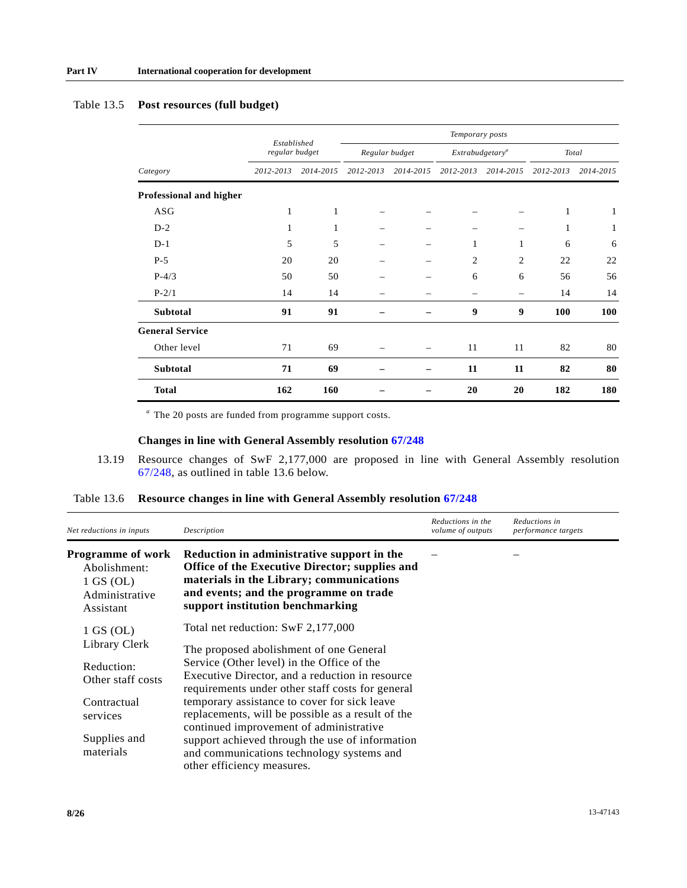Table 13.5 **Post resources (full budget)**

| Category | Established regular budget | | Temporary posts | | | | | |
|---|---|---|---|---|---|---|---|---|
| | | | Regular budget | | Extrabudgetary[a] | | Total | |
| | 2012-2013 | 2014-2015 | 2012-2013 | 2014-2015 | 2012-2013 | 2014-2015 | 2012-2013 | 2014-2015 |
| **Professional and higher** | | | | | | | | |
| ASG | 1 | 1 | – | – | – | – | 1 | 1 |
| D-2 | 1 | 1 | – | – | – | – | 1 | 1 |
| D-1 | 5 | 5 | – | – | 1 | 1 | 6 | 6 |
| P-5 | 20 | 20 | – | – | 2 | 2 | 22 | 22 |
| P-4/3 | 50 | 50 | – | – | 6 | 6 | 56 | 56 |
| P-2/1 | 14 | 14 | – | – | – | – | 14 | 14 |
| **Subtotal** | **91** | **91** | **–** | **–** | **9** | **9** | **100** | **100** |
| **General Service** | | | | | | | | |
| Other level | 71 | 69 | – | – | 11 | 11 | 82 | 80 |
| **Subtotal** | **71** | **69** | **–** | **–** | **11** | **11** | **82** | **80** |
| **Total** | **162** | **160** | **–** | **–** | **20** | **20** | **182** | **180** |

[a] The 20 posts are funded from programme support costs.

### Changes in line with General Assembly resolution 67/248

13.19 Resource changes of SwF 2,177,000 are proposed in line with General Assembly resolution 67/248, as outlined in table 13.6 below.

Table 13.6 **Resource changes in line with General Assembly resolution 67/248**

| *Net reductions in inputs* | *Description* | *Reductions in the volume of outputs* | *Reductions in performance targets* |
|---|---|---|---|
| **Programme of work** Abolishment: 1 GS (OL) Administrative Assistant; 1 GS (OL) Library Clerk; Reduction: Other staff costs; Contractual services; Supplies and materials | **Reduction in administrative support in the Office of the Executive Director; supplies and materials in the Library; communications and events; and the programme on trade support institution benchmarking** Total net reduction: SwF 2,177,000 The proposed abolishment of one General Service (Other level) in the Office of the Executive Director, and a reduction in resource requirements under other staff costs for general temporary assistance to cover for sick leave replacements, will be possible as a result of the continued improvement of administrative support achieved through the use of information and communications technology systems and other efficiency measures. | – | – |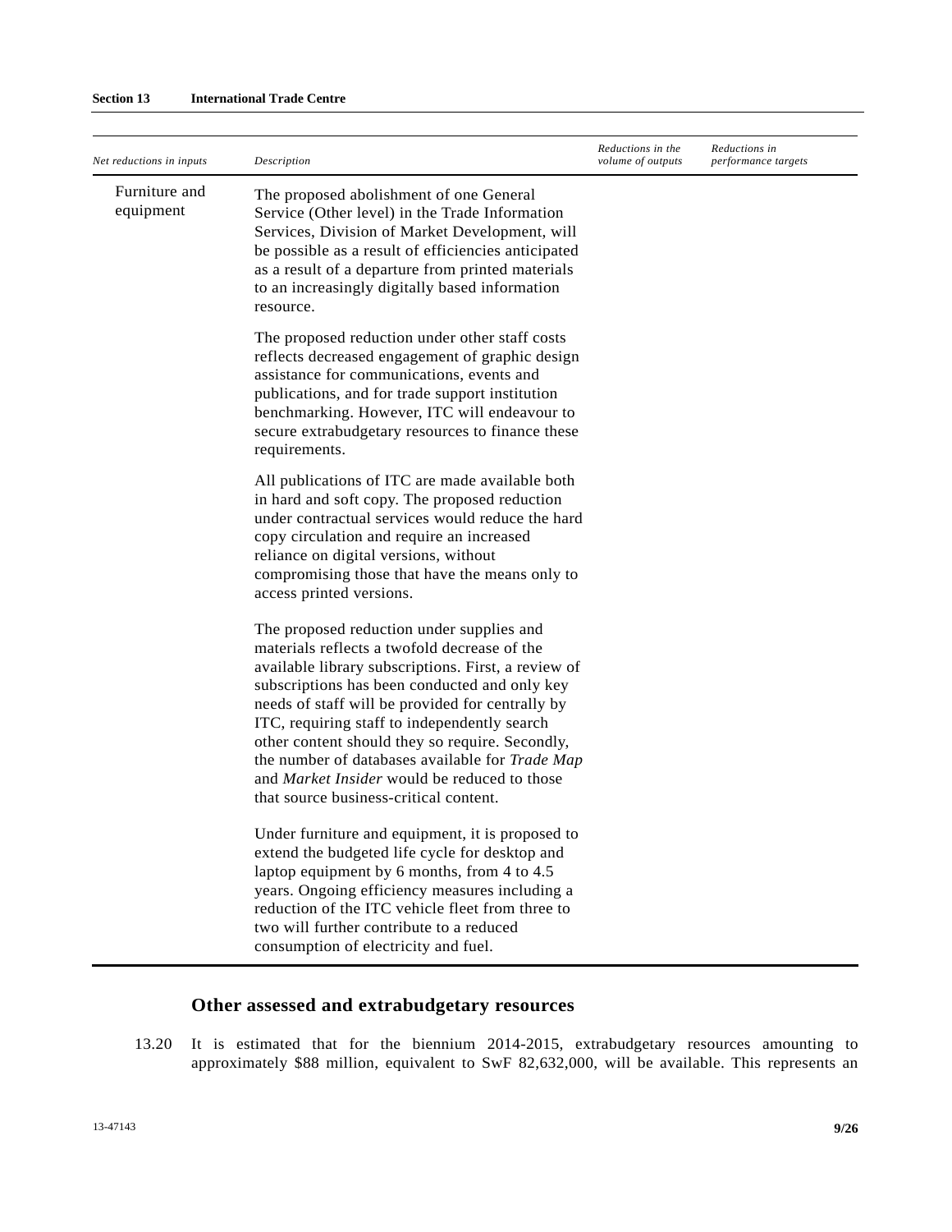| Net reductions in inputs | Description | Reductions in the volume of outputs | Reductions in performance targets |
| --- | --- | --- | --- |
| Furniture and equipment | The proposed abolishment of one General Service (Other level) in the Trade Information Services, Division of Market Development, will be possible as a result of efficiencies anticipated as a result of a departure from printed materials to an increasingly digitally based information resource.<br><br>The proposed reduction under other staff costs reflects decreased engagement of graphic design assistance for communications, events and publications, and for trade support institution benchmarking. However, ITC will endeavour to secure extrabudgetary resources to finance these requirements.<br><br>All publications of ITC are made available both in hard and soft copy. The proposed reduction under contractual services would reduce the hard copy circulation and require an increased reliance on digital versions, without compromising those that have the means only to access printed versions.<br><br>The proposed reduction under supplies and materials reflects a twofold decrease of the available library subscriptions. First, a review of subscriptions has been conducted and only key needs of staff will be provided for centrally by ITC, requiring staff to independently search other content should they so require. Secondly, the number of databases available for *Trade Map* and *Market Insider* would be reduced to those that source business-critical content.<br><br>Under furniture and equipment, it is proposed to extend the budgeted life cycle for desktop and laptop equipment by 6 months, from 4 to 4.5 years. Ongoing efficiency measures including a reduction of the ITC vehicle fleet from three to two will further contribute to a reduced consumption of electricity and fuel. | | |

## Other assessed and extrabudgetary resources

13.20 It is estimated that for the biennium 2014-2015, extrabudgetary resources amounting to approximately $88 million, equivalent to SwF 82,632,000, will be available. This represents an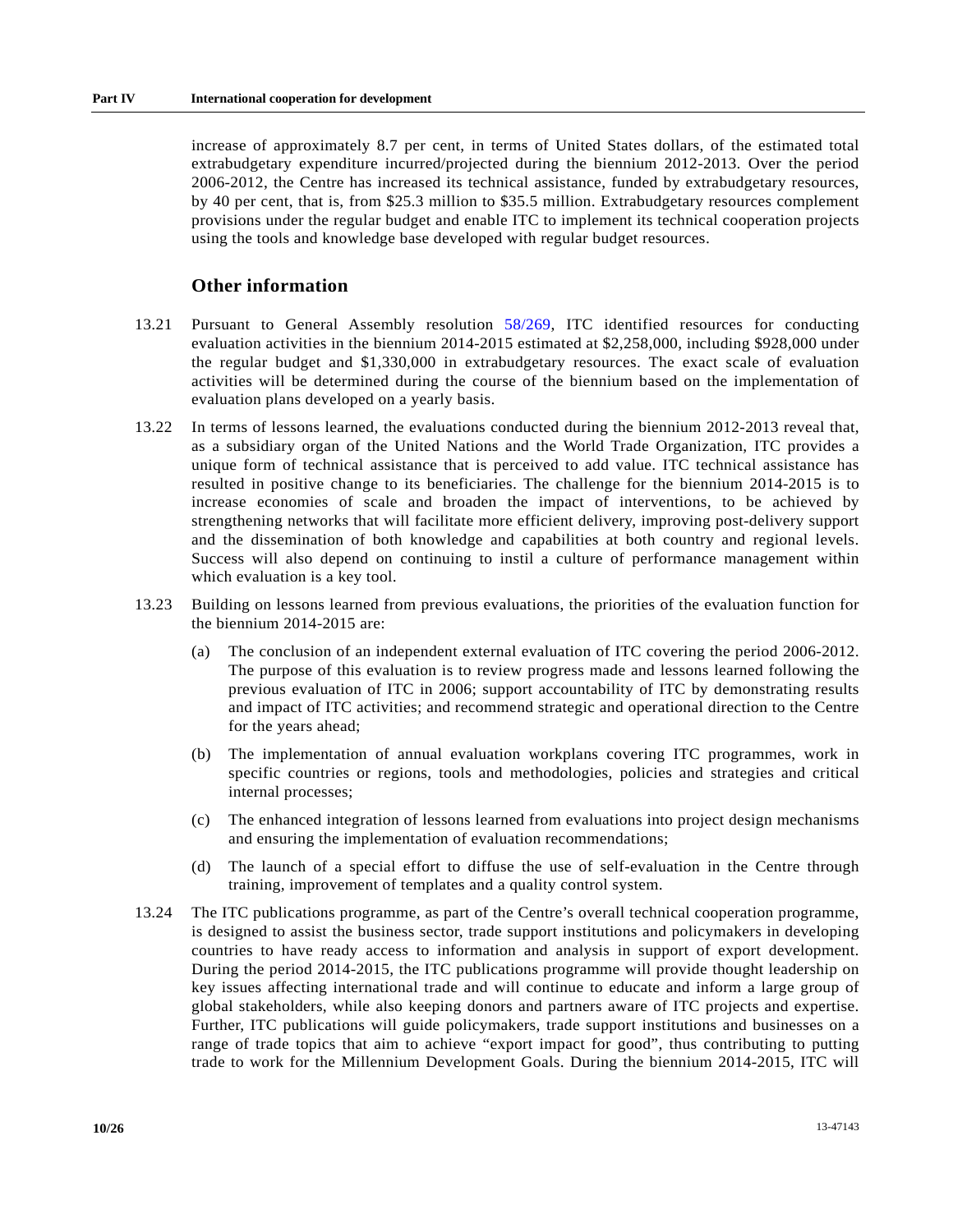increase of approximately 8.7 per cent, in terms of United States dollars, of the estimated total extrabudgetary expenditure incurred/projected during the biennium 2012-2013. Over the period 2006-2012, the Centre has increased its technical assistance, funded by extrabudgetary resources, by 40 per cent, that is, from $25.3 million to $35.5 million. Extrabudgetary resources complement provisions under the regular budget and enable ITC to implement its technical cooperation projects using the tools and knowledge base developed with regular budget resources.

## Other information

13.21 Pursuant to General Assembly resolution 58/269, ITC identified resources for conducting evaluation activities in the biennium 2014-2015 estimated at $2,258,000, including $928,000 under the regular budget and $1,330,000 in extrabudgetary resources. The exact scale of evaluation activities will be determined during the course of the biennium based on the implementation of evaluation plans developed on a yearly basis.

13.22 In terms of lessons learned, the evaluations conducted during the biennium 2012-2013 reveal that, as a subsidiary organ of the United Nations and the World Trade Organization, ITC provides a unique form of technical assistance that is perceived to add value. ITC technical assistance has resulted in positive change to its beneficiaries. The challenge for the biennium 2014-2015 is to increase economies of scale and broaden the impact of interventions, to be achieved by strengthening networks that will facilitate more efficient delivery, improving post-delivery support and the dissemination of both knowledge and capabilities at both country and regional levels. Success will also depend on continuing to instil a culture of performance management within which evaluation is a key tool.

13.23 Building on lessons learned from previous evaluations, the priorities of the evaluation function for the biennium 2014-2015 are:

(a) The conclusion of an independent external evaluation of ITC covering the period 2006-2012. The purpose of this evaluation is to review progress made and lessons learned following the previous evaluation of ITC in 2006; support accountability of ITC by demonstrating results and impact of ITC activities; and recommend strategic and operational direction to the Centre for the years ahead;

(b) The implementation of annual evaluation workplans covering ITC programmes, work in specific countries or regions, tools and methodologies, policies and strategies and critical internal processes;

(c) The enhanced integration of lessons learned from evaluations into project design mechanisms and ensuring the implementation of evaluation recommendations;

(d) The launch of a special effort to diffuse the use of self-evaluation in the Centre through training, improvement of templates and a quality control system.

13.24 The ITC publications programme, as part of the Centre's overall technical cooperation programme, is designed to assist the business sector, trade support institutions and policymakers in developing countries to have ready access to information and analysis in support of export development. During the period 2014-2015, the ITC publications programme will provide thought leadership on key issues affecting international trade and will continue to educate and inform a large group of global stakeholders, while also keeping donors and partners aware of ITC projects and expertise. Further, ITC publications will guide policymakers, trade support institutions and businesses on a range of trade topics that aim to achieve "export impact for good", thus contributing to putting trade to work for the Millennium Development Goals. During the biennium 2014-2015, ITC will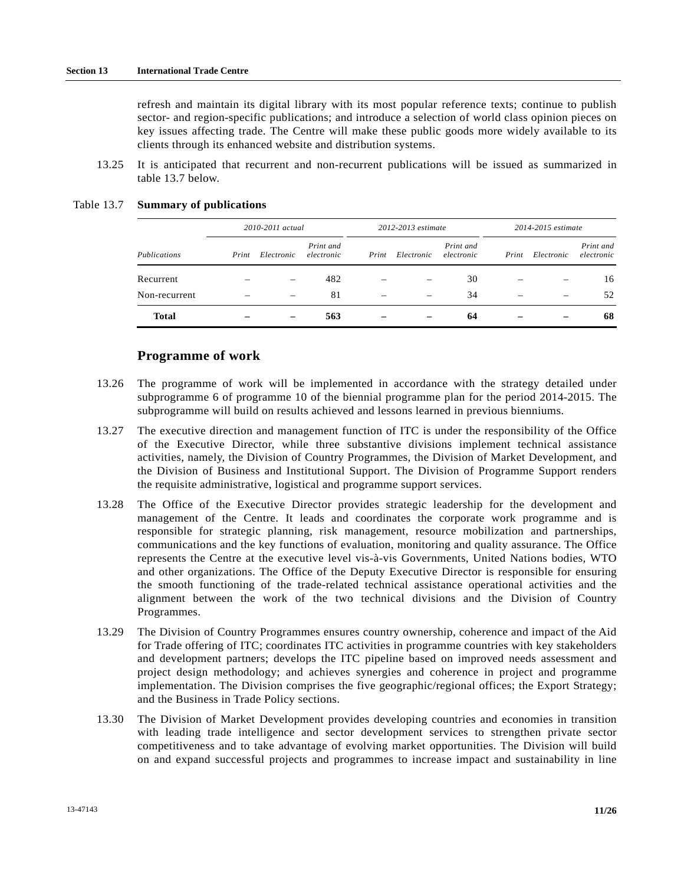refresh and maintain its digital library with its most popular reference texts; continue to publish sector- and region-specific publications; and introduce a selection of world class opinion pieces on key issues affecting trade. The Centre will make these public goods more widely available to its clients through its enhanced website and distribution systems.

13.25 It is anticipated that recurrent and non-recurrent publications will be issued as summarized in table 13.7 below.

Table 13.7 **Summary of publications**

| *Publications* | *2010-2011 actual* | | | *2012-2013 estimate* | | | *2014-2015 estimate* | | |
|---|---|---|---|---|---|---|---|---|---|
| | *Print* | *Electronic* | *Print and electronic* | *Print* | *Electronic* | *Print and electronic* | *Print* | *Electronic* | *Print and electronic* |
| Recurrent | – | – | 482 | – | – | 30 | – | – | 16 |
| Non-recurrent | – | – | 81 | – | – | 34 | – | – | 52 |
| **Total** | **–** | **–** | **563** | **–** | **–** | **64** | **–** | **–** | **68** |

## Programme of work

13.26 The programme of work will be implemented in accordance with the strategy detailed under subprogramme 6 of programme 10 of the biennial programme plan for the period 2014-2015. The subprogramme will build on results achieved and lessons learned in previous bienniums.

13.27 The executive direction and management function of ITC is under the responsibility of the Office of the Executive Director, while three substantive divisions implement technical assistance activities, namely, the Division of Country Programmes, the Division of Market Development, and the Division of Business and Institutional Support. The Division of Programme Support renders the requisite administrative, logistical and programme support services.

13.28 The Office of the Executive Director provides strategic leadership for the development and management of the Centre. It leads and coordinates the corporate work programme and is responsible for strategic planning, risk management, resource mobilization and partnerships, communications and the key functions of evaluation, monitoring and quality assurance. The Office represents the Centre at the executive level vis-à-vis Governments, United Nations bodies, WTO and other organizations. The Office of the Deputy Executive Director is responsible for ensuring the smooth functioning of the trade-related technical assistance operational activities and the alignment between the work of the two technical divisions and the Division of Country Programmes.

13.29 The Division of Country Programmes ensures country ownership, coherence and impact of the Aid for Trade offering of ITC; coordinates ITC activities in programme countries with key stakeholders and development partners; develops the ITC pipeline based on improved needs assessment and project design methodology; and achieves synergies and coherence in project and programme implementation. The Division comprises the five geographic/regional offices; the Export Strategy; and the Business in Trade Policy sections.

13.30 The Division of Market Development provides developing countries and economies in transition with leading trade intelligence and sector development services to strengthen private sector competitiveness and to take advantage of evolving market opportunities. The Division will build on and expand successful projects and programmes to increase impact and sustainability in line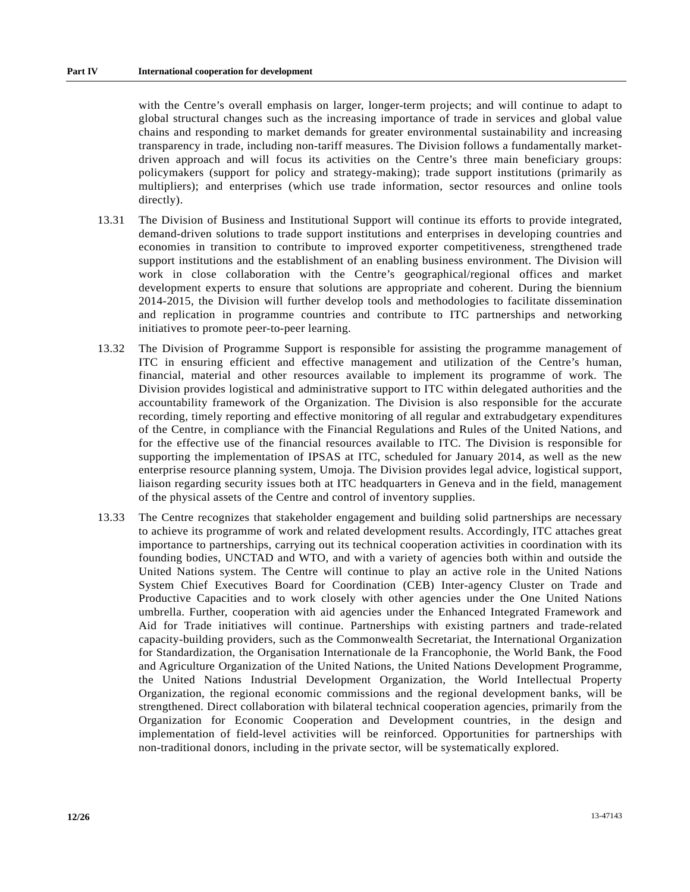with the Centre's overall emphasis on larger, longer-term projects; and will continue to adapt to global structural changes such as the increasing importance of trade in services and global value chains and responding to market demands for greater environmental sustainability and increasing transparency in trade, including non-tariff measures. The Division follows a fundamentally market-driven approach and will focus its activities on the Centre's three main beneficiary groups: policymakers (support for policy and strategy-making); trade support institutions (primarily as multipliers); and enterprises (which use trade information, sector resources and online tools directly).

13.31 The Division of Business and Institutional Support will continue its efforts to provide integrated, demand-driven solutions to trade support institutions and enterprises in developing countries and economies in transition to contribute to improved exporter competitiveness, strengthened trade support institutions and the establishment of an enabling business environment. The Division will work in close collaboration with the Centre's geographical/regional offices and market development experts to ensure that solutions are appropriate and coherent. During the biennium 2014-2015, the Division will further develop tools and methodologies to facilitate dissemination and replication in programme countries and contribute to ITC partnerships and networking initiatives to promote peer-to-peer learning.

13.32 The Division of Programme Support is responsible for assisting the programme management of ITC in ensuring efficient and effective management and utilization of the Centre's human, financial, material and other resources available to implement its programme of work. The Division provides logistical and administrative support to ITC within delegated authorities and the accountability framework of the Organization. The Division is also responsible for the accurate recording, timely reporting and effective monitoring of all regular and extrabudgetary expenditures of the Centre, in compliance with the Financial Regulations and Rules of the United Nations, and for the effective use of the financial resources available to ITC. The Division is responsible for supporting the implementation of IPSAS at ITC, scheduled for January 2014, as well as the new enterprise resource planning system, Umoja. The Division provides legal advice, logistical support, liaison regarding security issues both at ITC headquarters in Geneva and in the field, management of the physical assets of the Centre and control of inventory supplies.

13.33 The Centre recognizes that stakeholder engagement and building solid partnerships are necessary to achieve its programme of work and related development results. Accordingly, ITC attaches great importance to partnerships, carrying out its technical cooperation activities in coordination with its founding bodies, UNCTAD and WTO, and with a variety of agencies both within and outside the United Nations system. The Centre will continue to play an active role in the United Nations System Chief Executives Board for Coordination (CEB) Inter-agency Cluster on Trade and Productive Capacities and to work closely with other agencies under the One United Nations umbrella. Further, cooperation with aid agencies under the Enhanced Integrated Framework and Aid for Trade initiatives will continue. Partnerships with existing partners and trade-related capacity-building providers, such as the Commonwealth Secretariat, the International Organization for Standardization, the Organisation Internationale de la Francophonie, the World Bank, the Food and Agriculture Organization of the United Nations, the United Nations Development Programme, the United Nations Industrial Development Organization, the World Intellectual Property Organization, the regional economic commissions and the regional development banks, will be strengthened. Direct collaboration with bilateral technical cooperation agencies, primarily from the Organization for Economic Cooperation and Development countries, in the design and implementation of field-level activities will be reinforced. Opportunities for partnerships with non-traditional donors, including in the private sector, will be systematically explored.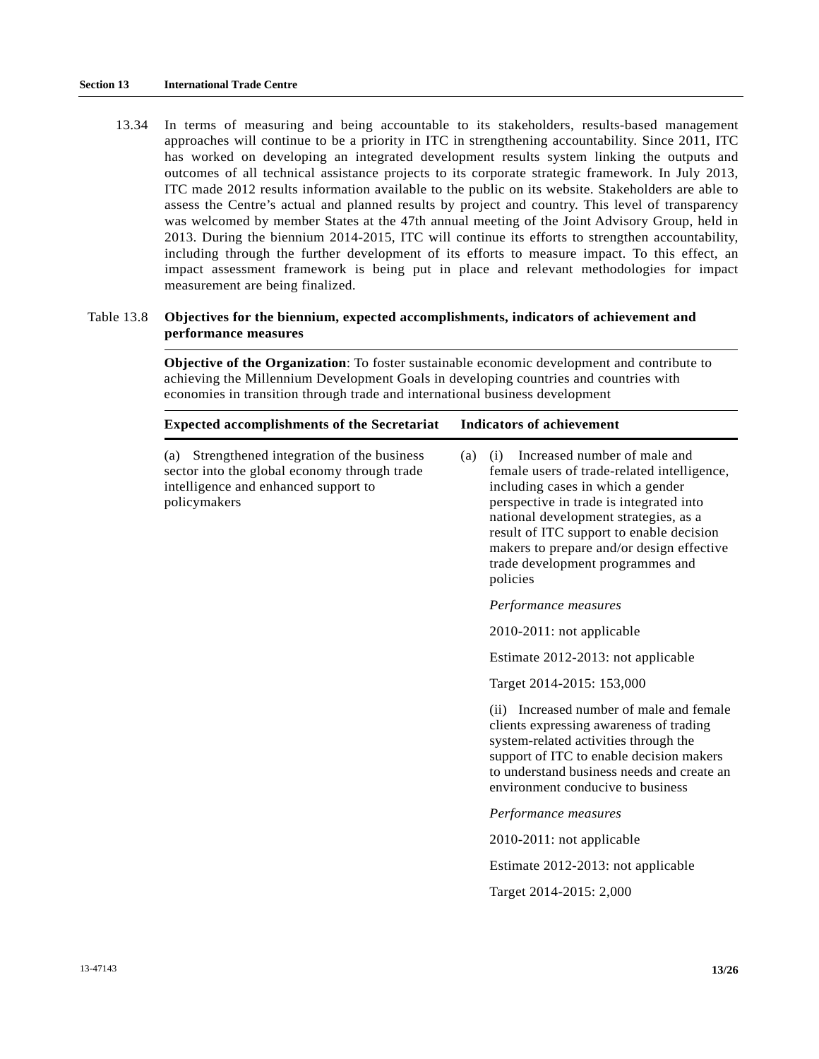13.34 In terms of measuring and being accountable to its stakeholders, results-based management approaches will continue to be a priority in ITC in strengthening accountability. Since 2011, ITC has worked on developing an integrated development results system linking the outputs and outcomes of all technical assistance projects to its corporate strategic framework. In July 2013, ITC made 2012 results information available to the public on its website. Stakeholders are able to assess the Centre's actual and planned results by project and country. This level of transparency was welcomed by member States at the 47th annual meeting of the Joint Advisory Group, held in 2013. During the biennium 2014-2015, ITC will continue its efforts to strengthen accountability, including through the further development of its efforts to measure impact. To this effect, an impact assessment framework is being put in place and relevant methodologies for impact measurement are being finalized.

Table 13.8 **Objectives for the biennium, expected accomplishments, indicators of achievement and performance measures**

**Objective of the Organization**: To foster sustainable economic development and contribute to achieving the Millennium Development Goals in developing countries and countries with economies in transition through trade and international business development

| Expected accomplishments of the Secretariat | Indicators of achievement |
|---|---|
| (a) Strengthened integration of the business sector into the global economy through trade intelligence and enhanced support to policymakers | (a) (i) Increased number of male and female users of trade-related intelligence, including cases in which a gender perspective in trade is integrated into national development strategies, as a result of ITC support to enable decision makers to prepare and/or design effective trade development programmes and policies |
| | *Performance measures* |
| | 2010-2011: not applicable |
| | Estimate 2012-2013: not applicable |
| | Target 2014-2015: 153,000 |
| | (ii) Increased number of male and female clients expressing awareness of trading system-related activities through the support of ITC to enable decision makers to understand business needs and create an environment conducive to business |
| | *Performance measures* |
| | 2010-2011: not applicable |
| | Estimate 2012-2013: not applicable |
| | Target 2014-2015: 2,000 |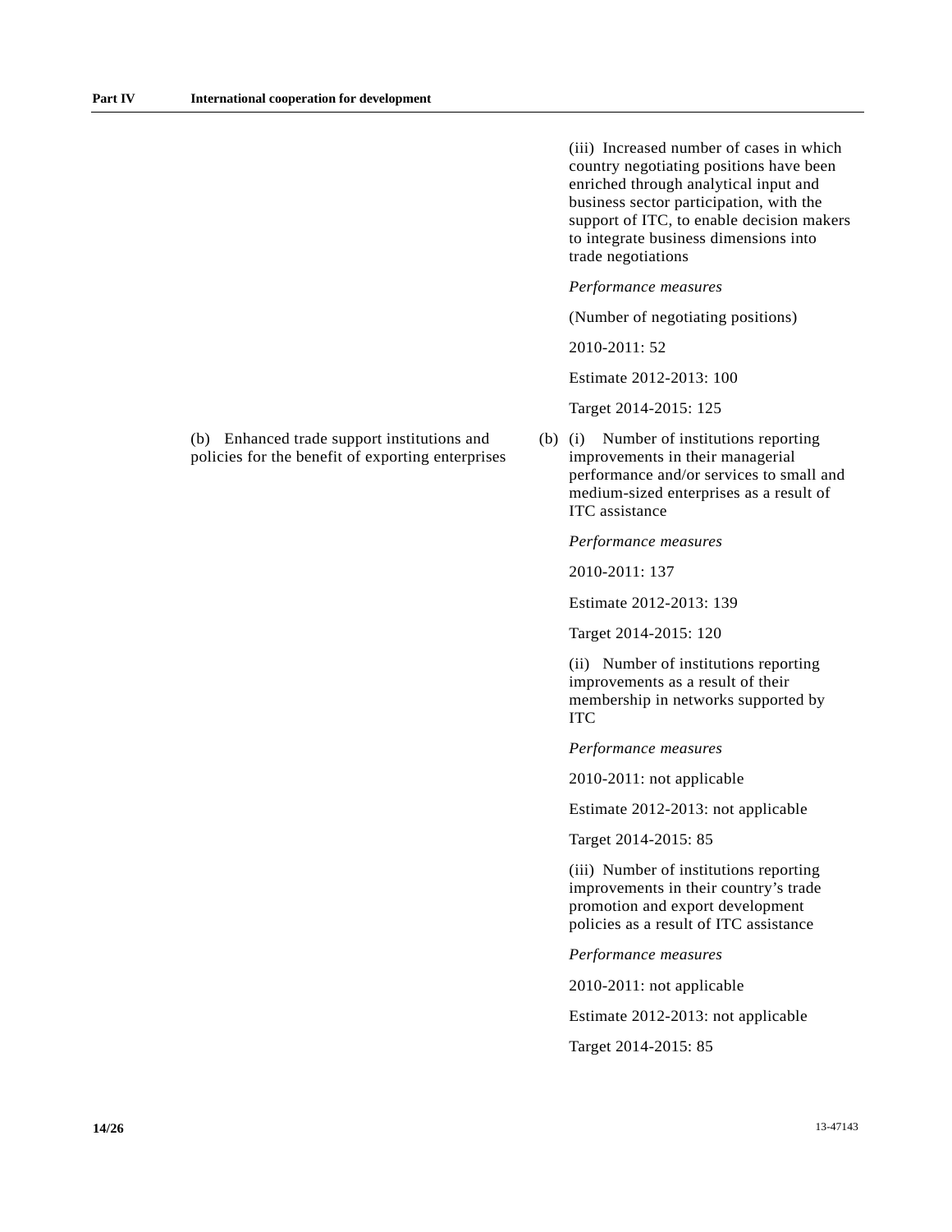(iii) Increased number of cases in which country negotiating positions have been enriched through analytical input and business sector participation, with the support of ITC, to enable decision makers to integrate business dimensions into trade negotiations

*Performance measures*

(Number of negotiating positions)

2010-2011: 52

Estimate 2012-2013: 100

Target 2014-2015: 125

(b) Enhanced trade support institutions and policies for the benefit of exporting enterprises

(b) (i) Number of institutions reporting improvements in their managerial performance and/or services to small and medium-sized enterprises as a result of ITC assistance

*Performance measures*

2010-2011: 137

Estimate 2012-2013: 139

Target 2014-2015: 120

(ii) Number of institutions reporting improvements as a result of their membership in networks supported by ITC

*Performance measures*

2010-2011: not applicable

Estimate 2012-2013: not applicable

Target 2014-2015: 85

(iii) Number of institutions reporting improvements in their country's trade promotion and export development policies as a result of ITC assistance

*Performance measures*

2010-2011: not applicable

Estimate 2012-2013: not applicable

Target 2014-2015: 85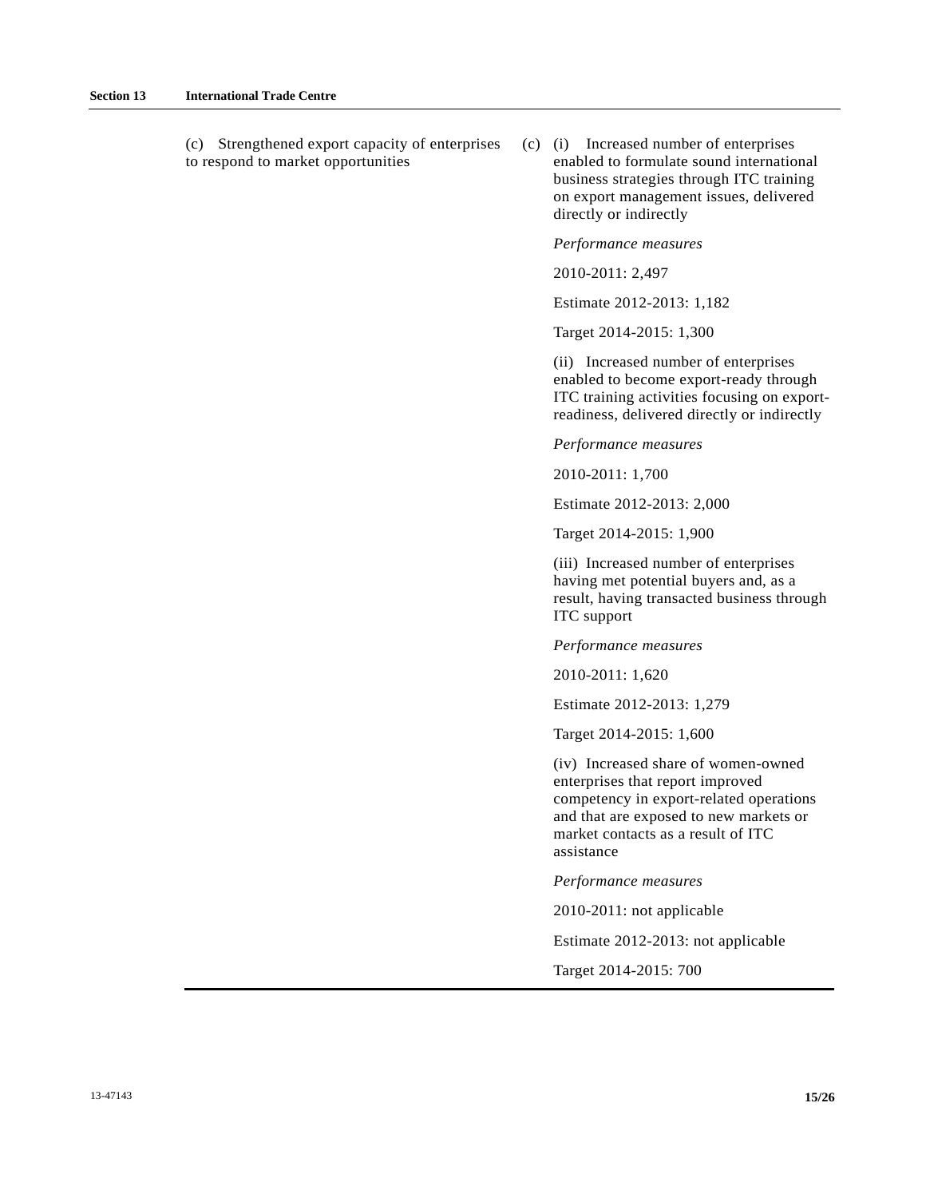| Objectives of the Organization | Indicators of achievement |
|---|---|
| (c) Strengthened export capacity of enterprises to respond to market opportunities | (c) (i) Increased number of enterprises enabled to formulate sound international business strategies through ITC training on export management issues, delivered directly or indirectly<br><br>*Performance measures*<br><br>2010-2011: 2,497<br><br>Estimate 2012-2013: 1,182<br><br>Target 2014-2015: 1,300 |
| | (ii) Increased number of enterprises enabled to become export-ready through ITC training activities focusing on export-readiness, delivered directly or indirectly<br><br>*Performance measures*<br><br>2010-2011: 1,700<br><br>Estimate 2012-2013: 2,000<br><br>Target 2014-2015: 1,900 |
| | (iii) Increased number of enterprises having met potential buyers and, as a result, having transacted business through ITC support<br><br>*Performance measures*<br><br>2010-2011: 1,620<br><br>Estimate 2012-2013: 1,279<br><br>Target 2014-2015: 1,600 |
| | (iv) Increased share of women-owned enterprises that report improved competency in export-related operations and that are exposed to new markets or market contacts as a result of ITC assistance<br><br>*Performance measures*<br><br>2010-2011: not applicable<br><br>Estimate 2012-2013: not applicable<br><br>Target 2014-2015: 700 |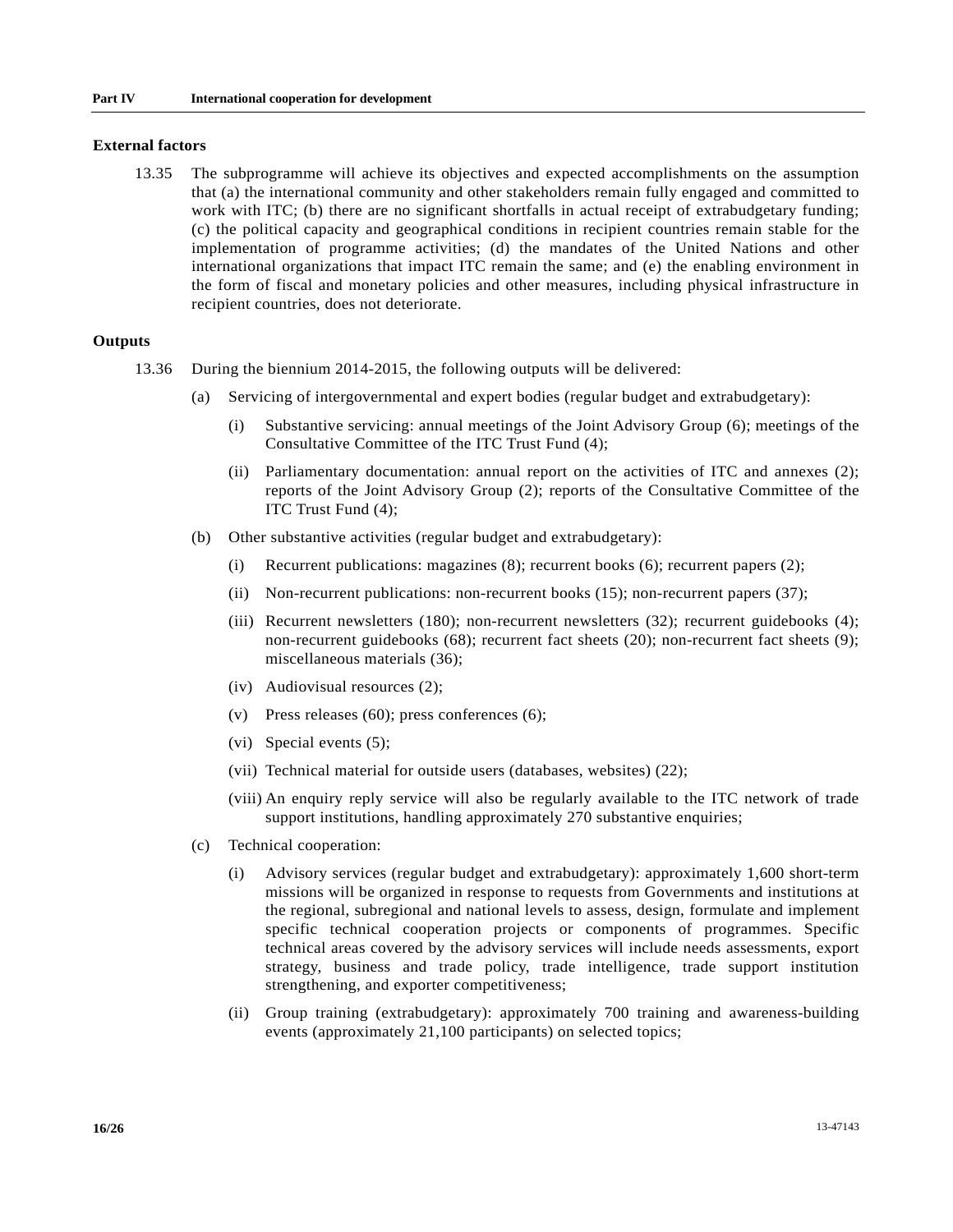### External factors

13.35 The subprogramme will achieve its objectives and expected accomplishments on the assumption that (a) the international community and other stakeholders remain fully engaged and committed to work with ITC; (b) there are no significant shortfalls in actual receipt of extrabudgetary funding; (c) the political capacity and geographical conditions in recipient countries remain stable for the implementation of programme activities; (d) the mandates of the United Nations and other international organizations that impact ITC remain the same; and (e) the enabling environment in the form of fiscal and monetary policies and other measures, including physical infrastructure in recipient countries, does not deteriorate.

### Outputs

13.36 During the biennium 2014-2015, the following outputs will be delivered:

(a) Servicing of intergovernmental and expert bodies (regular budget and extrabudgetary):

(i) Substantive servicing: annual meetings of the Joint Advisory Group (6); meetings of the Consultative Committee of the ITC Trust Fund (4);

(ii) Parliamentary documentation: annual report on the activities of ITC and annexes (2); reports of the Joint Advisory Group (2); reports of the Consultative Committee of the ITC Trust Fund (4);

(b) Other substantive activities (regular budget and extrabudgetary):

(i) Recurrent publications: magazines (8); recurrent books (6); recurrent papers (2);

(ii) Non-recurrent publications: non-recurrent books (15); non-recurrent papers (37);

(iii) Recurrent newsletters (180); non-recurrent newsletters (32); recurrent guidebooks (4); non-recurrent guidebooks (68); recurrent fact sheets (20); non-recurrent fact sheets (9); miscellaneous materials (36);

(iv) Audiovisual resources (2);

(v) Press releases (60); press conferences (6);

(vi) Special events (5);

(vii) Technical material for outside users (databases, websites) (22);

(viii) An enquiry reply service will also be regularly available to the ITC network of trade support institutions, handling approximately 270 substantive enquiries;

(c) Technical cooperation:

(i) Advisory services (regular budget and extrabudgetary): approximately 1,600 short-term missions will be organized in response to requests from Governments and institutions at the regional, subregional and national levels to assess, design, formulate and implement specific technical cooperation projects or components of programmes. Specific technical areas covered by the advisory services will include needs assessments, export strategy, business and trade policy, trade intelligence, trade support institution strengthening, and exporter competitiveness;

(ii) Group training (extrabudgetary): approximately 700 training and awareness-building events (approximately 21,100 participants) on selected topics;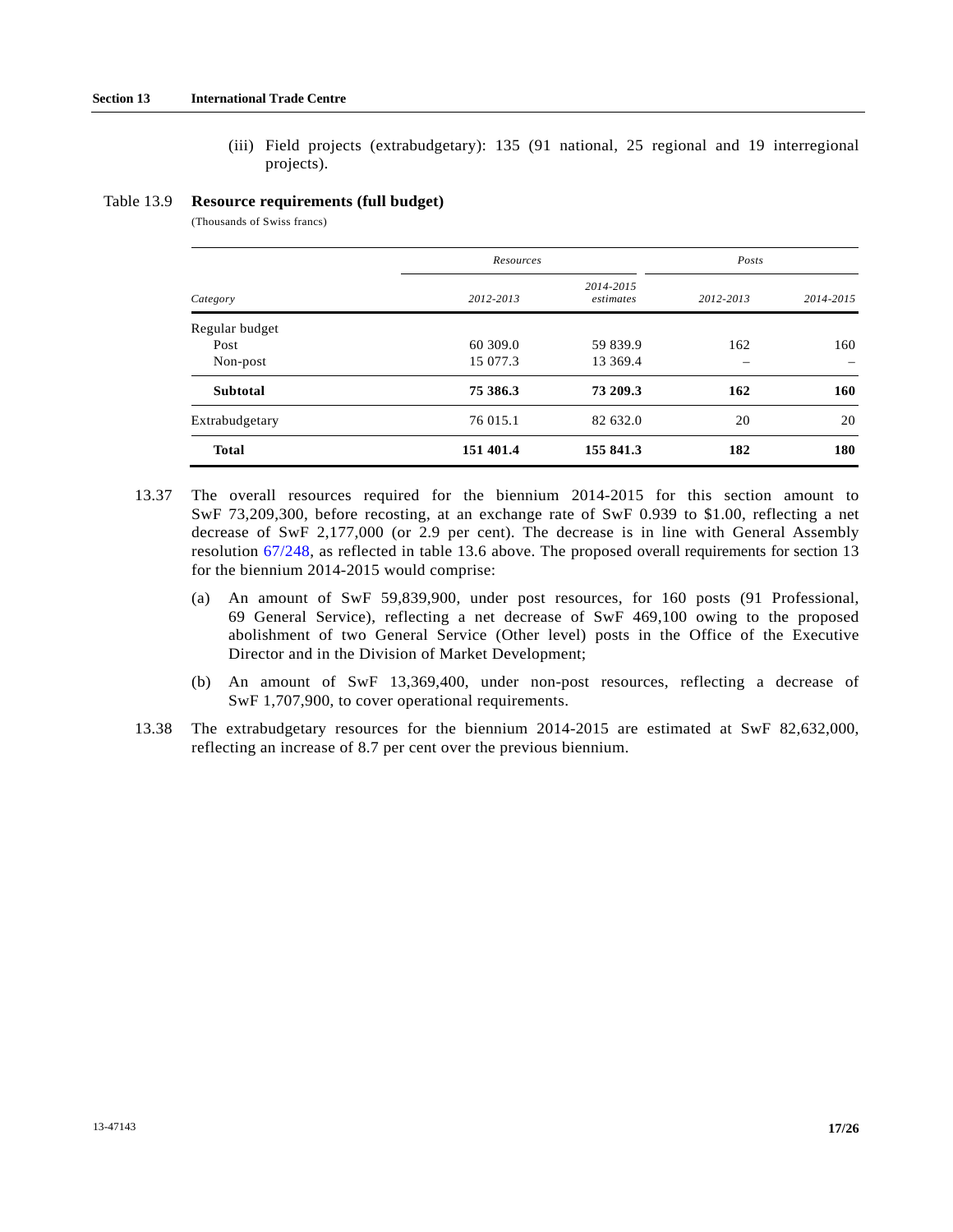(iii) Field projects (extrabudgetary): 135 (91 national, 25 regional and 19 interregional projects).

Table 13.9 **Resource requirements (full budget)**

(Thousands of Swiss francs)

| *Category* | *Resources* | | *Posts* | |
|---|---|---|---|---|
| | *2012-2013* | *2014-2015 estimates* | *2012-2013* | *2014-2015* |
| Regular budget | | | | |
| Post | 60 309.0 | 59 839.9 | 162 | 160 |
| Non-post | 15 077.3 | 13 369.4 | – | – |
| **Subtotal** | **75 386.3** | **73 209.3** | **162** | **160** |
| Extrabudgetary | 76 015.1 | 82 632.0 | 20 | 20 |
| **Total** | **151 401.4** | **155 841.3** | **182** | **180** |

13.37 The overall resources required for the biennium 2014-2015 for this section amount to SwF 73,209,300, before recosting, at an exchange rate of SwF 0.939 to $1.00, reflecting a net decrease of SwF 2,177,000 (or 2.9 per cent). The decrease is in line with General Assembly resolution 67/248, as reflected in table 13.6 above. The proposed overall requirements for section 13 for the biennium 2014-2015 would comprise:

(a) An amount of SwF 59,839,900, under post resources, for 160 posts (91 Professional, 69 General Service), reflecting a net decrease of SwF 469,100 owing to the proposed abolishment of two General Service (Other level) posts in the Office of the Executive Director and in the Division of Market Development;

(b) An amount of SwF 13,369,400, under non-post resources, reflecting a decrease of SwF 1,707,900, to cover operational requirements.

13.38 The extrabudgetary resources for the biennium 2014-2015 are estimated at SwF 82,632,000, reflecting an increase of 8.7 per cent over the previous biennium.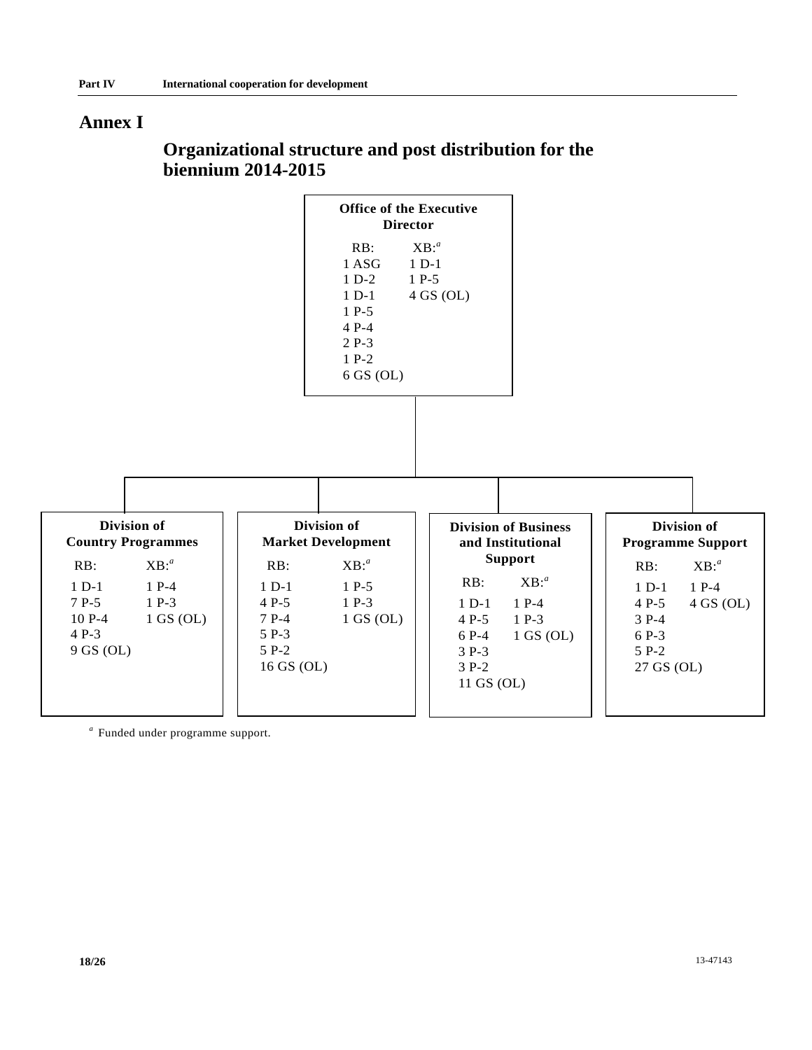# Annex I

## Organizational structure and post distribution for the biennium 2014-2015

**Office of the Executive Director**

| RB: | XB:[a] |
| --- | --- |
| 1 ASG | 1 D-1 |
| 1 D-2 | 1 P-5 |
| 1 D-1 | 4 GS (OL) |
| 1 P-5 | |
| 4 P-4 | |
| 2 P-3 | |
| 1 P-2 | |
| 6 GS (OL) | |

**Division of Country Programmes**

| RB: | XB:[a] |
| --- | --- |
| 1 D-1 | 1 P-4 |
| 7 P-5 | 1 P-3 |
| 10 P-4 | 1 GS (OL) |
| 4 P-3 | |
| 9 GS (OL) | |

**Division of Market Development**

| RB: | XB:[a] |
| --- | --- |
| 1 D-1 | 1 P-5 |
| 4 P-5 | 1 P-3 |
| 7 P-4 | 1 GS (OL) |
| 5 P-3 | |
| 5 P-2 | |
| 16 GS (OL) | |

**Division of Business and Institutional Support**

| RB: | XB:[a] |
| --- | --- |
| 1 D-1 | 1 P-4 |
| 4 P-5 | 1 P-3 |
| 6 P-4 | 1 GS (OL) |
| 3 P-3 | |
| 3 P-2 | |
| 11 GS (OL) | |

**Division of Programme Support**

| RB: | XB:[a] |
| --- | --- |
| 1 D-1 | 1 P-4 |
| 4 P-5 | 4 GS (OL) |
| 3 P-4 | |
| 6 P-3 | |
| 5 P-2 | |
| 27 GS (OL) | |

[a] Funded under programme support.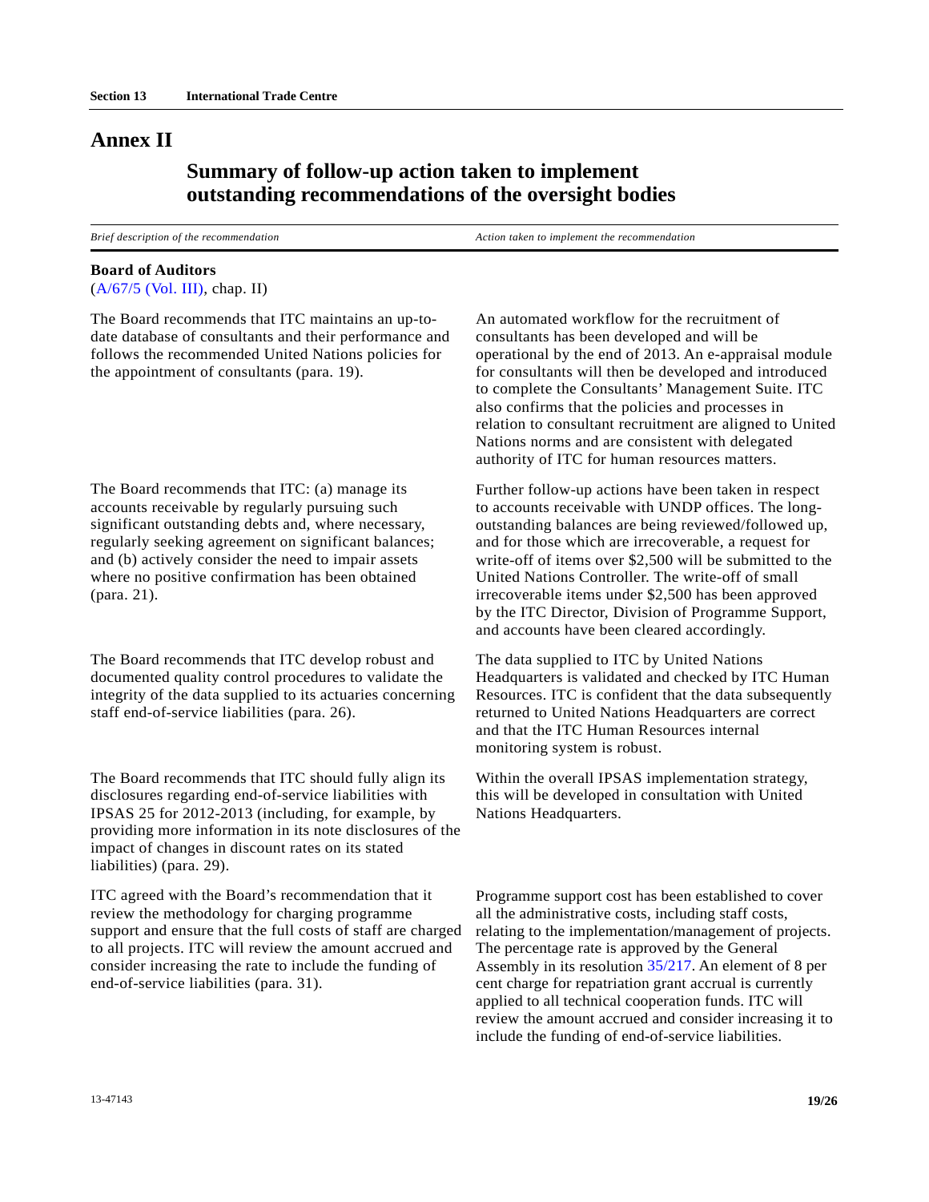# Annex II

## Summary of follow-up action taken to implement outstanding recommendations of the oversight bodies

| *Brief description of the recommendation* | *Action taken to implement the recommendation* |
| --- | --- |
| **Board of Auditors** (A/67/5 (Vol. III), chap. II) | |
| The Board recommends that ITC maintains an up-to-date database of consultants and their performance and follows the recommended United Nations policies for the appointment of consultants (para. 19). | An automated workflow for the recruitment of consultants has been developed and will be operational by the end of 2013. An e-appraisal module for consultants will then be developed and introduced to complete the Consultants' Management Suite. ITC also confirms that the policies and processes in relation to consultant recruitment are aligned to United Nations norms and are consistent with delegated authority of ITC for human resources matters. |
| The Board recommends that ITC: (a) manage its accounts receivable by regularly pursuing such significant outstanding debts and, where necessary, regularly seeking agreement on significant balances; and (b) actively consider the need to impair assets where no positive confirmation has been obtained (para. 21). | Further follow-up actions have been taken in respect to accounts receivable with UNDP offices. The long-outstanding balances are being reviewed/followed up, and for those which are irrecoverable, a request for write-off of items over $2,500 will be submitted to the United Nations Controller. The write-off of small irrecoverable items under $2,500 has been approved by the ITC Director, Division of Programme Support, and accounts have been cleared accordingly. |
| The Board recommends that ITC develop robust and documented quality control procedures to validate the integrity of the data supplied to its actuaries concerning staff end-of-service liabilities (para. 26). | The data supplied to ITC by United Nations Headquarters is validated and checked by ITC Human Resources. ITC is confident that the data subsequently returned to United Nations Headquarters are correct and that the ITC Human Resources internal monitoring system is robust. |
| The Board recommends that ITC should fully align its disclosures regarding end-of-service liabilities with IPSAS 25 for 2012-2013 (including, for example, by providing more information in its note disclosures of the impact of changes in discount rates on its stated liabilities) (para. 29). | Within the overall IPSAS implementation strategy, this will be developed in consultation with United Nations Headquarters. |
| ITC agreed with the Board's recommendation that it review the methodology for charging programme support and ensure that the full costs of staff are charged to all projects. ITC will review the amount accrued and consider increasing the rate to include the funding of end-of-service liabilities (para. 31). | Programme support cost has been established to cover all the administrative costs, including staff costs, relating to the implementation/management of projects. The percentage rate is approved by the General Assembly in its resolution 35/217. An element of 8 per cent charge for repatriation grant accrual is currently applied to all technical cooperation funds. ITC will review the amount accrued and consider increasing it to include the funding of end-of-service liabilities. |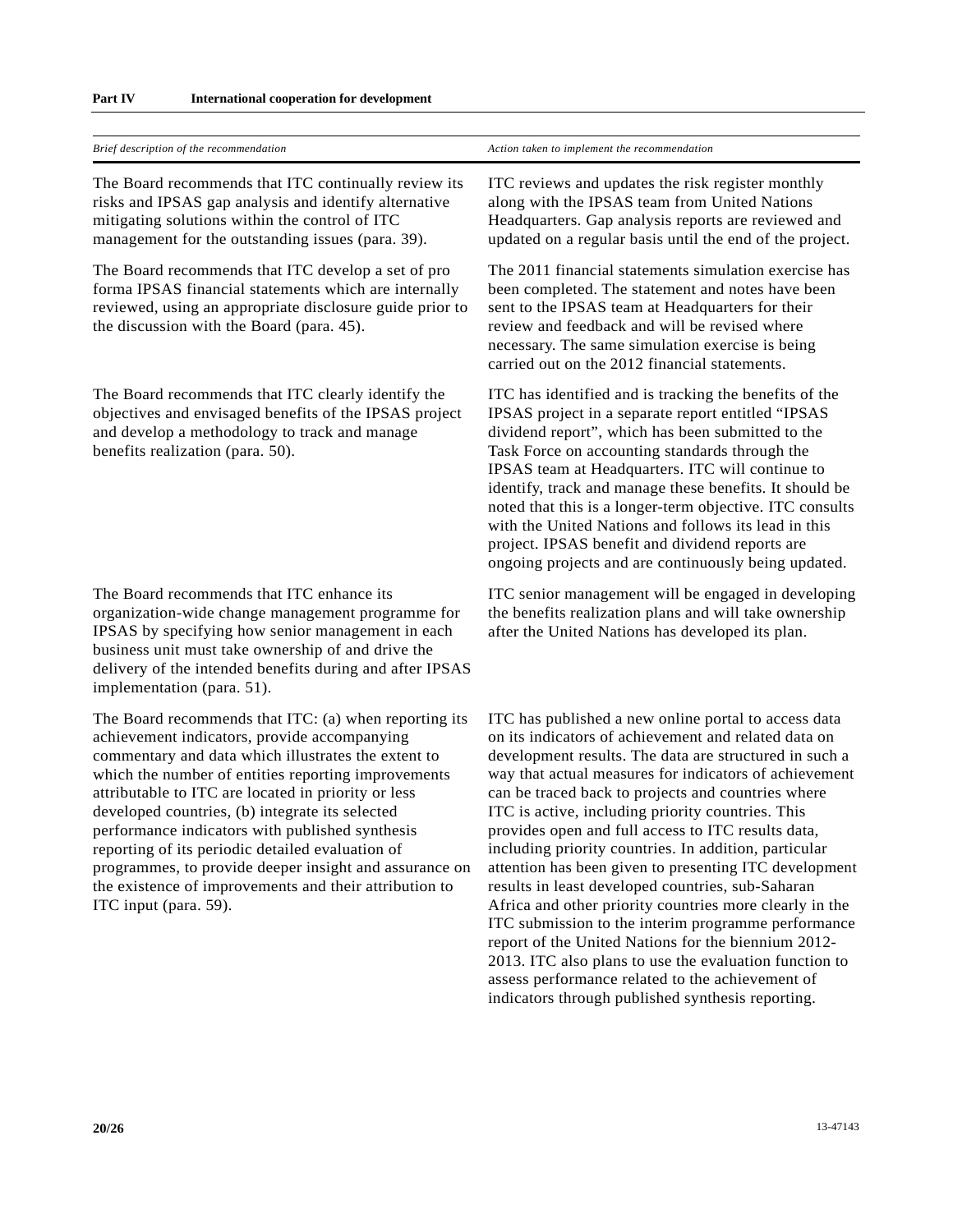| *Brief description of the recommendation* | *Action taken to implement the recommendation* |
|---|---|
| The Board recommends that ITC continually review its risks and IPSAS gap analysis and identify alternative mitigating solutions within the control of ITC management for the outstanding issues (para. 39). | ITC reviews and updates the risk register monthly along with the IPSAS team from United Nations Headquarters. Gap analysis reports are reviewed and updated on a regular basis until the end of the project. |
| The Board recommends that ITC develop a set of pro forma IPSAS financial statements which are internally reviewed, using an appropriate disclosure guide prior to the discussion with the Board (para. 45). | The 2011 financial statements simulation exercise has been completed. The statement and notes have been sent to the IPSAS team at Headquarters for their review and feedback and will be revised where necessary. The same simulation exercise is being carried out on the 2012 financial statements. |
| The Board recommends that ITC clearly identify the objectives and envisaged benefits of the IPSAS project and develop a methodology to track and manage benefits realization (para. 50). | ITC has identified and is tracking the benefits of the IPSAS project in a separate report entitled "IPSAS dividend report", which has been submitted to the Task Force on accounting standards through the IPSAS team at Headquarters. ITC will continue to identify, track and manage these benefits. It should be noted that this is a longer-term objective. ITC consults with the United Nations and follows its lead in this project. IPSAS benefit and dividend reports are ongoing projects and are continuously being updated. |
| The Board recommends that ITC enhance its organization-wide change management programme for IPSAS by specifying how senior management in each business unit must take ownership of and drive the delivery of the intended benefits during and after IPSAS implementation (para. 51). | ITC senior management will be engaged in developing the benefits realization plans and will take ownership after the United Nations has developed its plan. |
| The Board recommends that ITC: (a) when reporting its achievement indicators, provide accompanying commentary and data which illustrates the extent to which the number of entities reporting improvements attributable to ITC are located in priority or less developed countries, (b) integrate its selected performance indicators with published synthesis reporting of its periodic detailed evaluation of programmes, to provide deeper insight and assurance on the existence of improvements and their attribution to ITC input (para. 59). | ITC has published a new online portal to access data on its indicators of achievement and related data on development results. The data are structured in such a way that actual measures for indicators of achievement can be traced back to projects and countries where ITC is active, including priority countries. This provides open and full access to ITC results data, including priority countries. In addition, particular attention has been given to presenting ITC development results in least developed countries, sub-Saharan Africa and other priority countries more clearly in the ITC submission to the interim programme performance report of the United Nations for the biennium 2012-2013. ITC also plans to use the evaluation function to assess performance related to the achievement of indicators through published synthesis reporting. |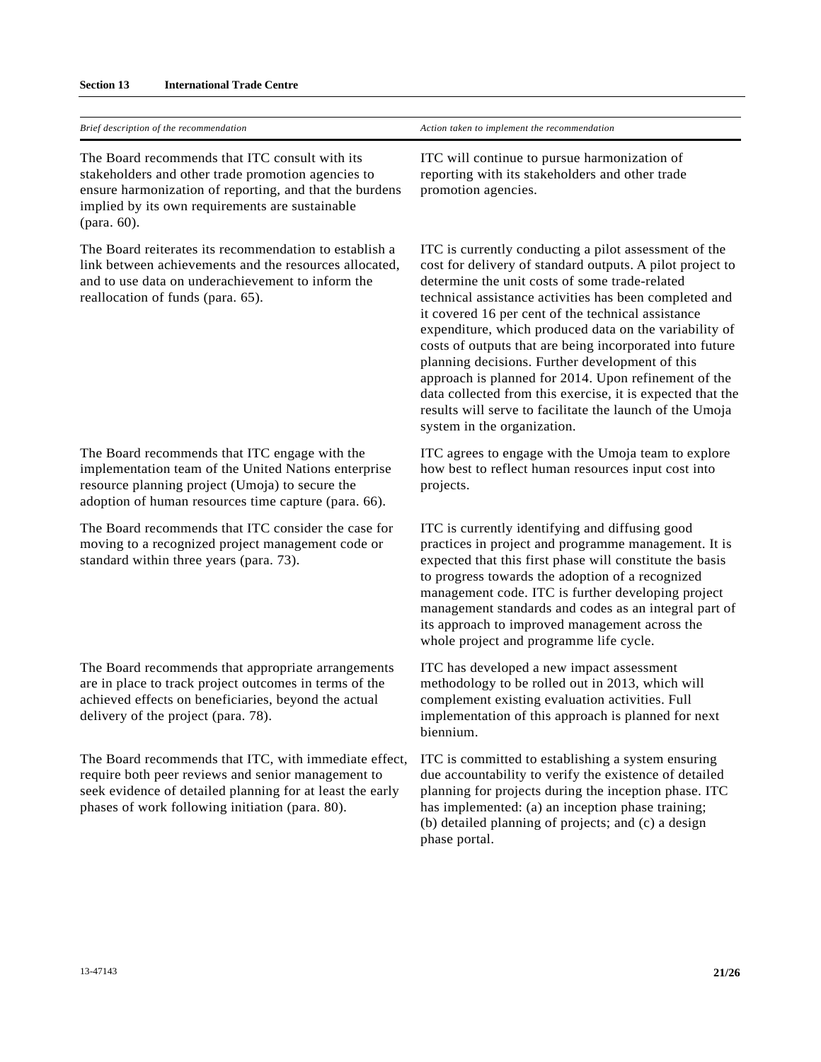| *Brief description of the recommendation* | *Action taken to implement the recommendation* |
|---|---|
| The Board recommends that ITC consult with its stakeholders and other trade promotion agencies to ensure harmonization of reporting, and that the burdens implied by its own requirements are sustainable (para. 60). | ITC will continue to pursue harmonization of reporting with its stakeholders and other trade promotion agencies. |
| The Board reiterates its recommendation to establish a link between achievements and the resources allocated, and to use data on underachievement to inform the reallocation of funds (para. 65). | ITC is currently conducting a pilot assessment of the cost for delivery of standard outputs. A pilot project to determine the unit costs of some trade-related technical assistance activities has been completed and it covered 16 per cent of the technical assistance expenditure, which produced data on the variability of costs of outputs that are being incorporated into future planning decisions. Further development of this approach is planned for 2014. Upon refinement of the data collected from this exercise, it is expected that the results will serve to facilitate the launch of the Umoja system in the organization. |
| The Board recommends that ITC engage with the implementation team of the United Nations enterprise resource planning project (Umoja) to secure the adoption of human resources time capture (para. 66). | ITC agrees to engage with the Umoja team to explore how best to reflect human resources input cost into projects. |
| The Board recommends that ITC consider the case for moving to a recognized project management code or standard within three years (para. 73). | ITC is currently identifying and diffusing good practices in project and programme management. It is expected that this first phase will constitute the basis to progress towards the adoption of a recognized management code. ITC is further developing project management standards and codes as an integral part of its approach to improved management across the whole project and programme life cycle. |
| The Board recommends that appropriate arrangements are in place to track project outcomes in terms of the achieved effects on beneficiaries, beyond the actual delivery of the project (para. 78). | ITC has developed a new impact assessment methodology to be rolled out in 2013, which will complement existing evaluation activities. Full implementation of this approach is planned for next biennium. |
| The Board recommends that ITC, with immediate effect, require both peer reviews and senior management to seek evidence of detailed planning for at least the early phases of work following initiation (para. 80). | ITC is committed to establishing a system ensuring due accountability to verify the existence of detailed planning for projects during the inception phase. ITC has implemented: (a) an inception phase training; (b) detailed planning of projects; and (c) a design phase portal. |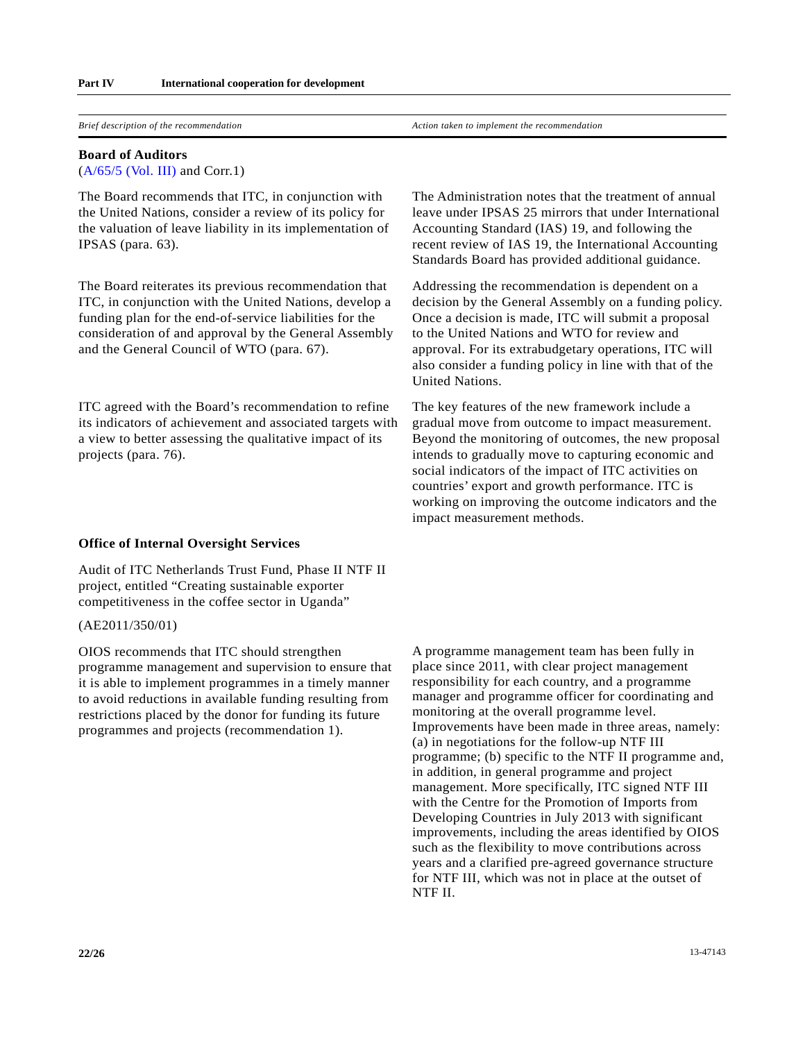| *Brief description of the recommendation* | *Action taken to implement the recommendation* |
|---|---|
| **Board of Auditors**<br>(A/65/5 (Vol. III) and Corr.1) | |
| The Board recommends that ITC, in conjunction with the United Nations, consider a review of its policy for the valuation of leave liability in its implementation of IPSAS (para. 63). | The Administration notes that the treatment of annual leave under IPSAS 25 mirrors that under International Accounting Standard (IAS) 19, and following the recent review of IAS 19, the International Accounting Standards Board has provided additional guidance. |
| The Board reiterates its previous recommendation that ITC, in conjunction with the United Nations, develop a funding plan for the end-of-service liabilities for the consideration of and approval by the General Assembly and the General Council of WTO (para. 67). | Addressing the recommendation is dependent on a decision by the General Assembly on a funding policy. Once a decision is made, ITC will submit a proposal to the United Nations and WTO for review and approval. For its extrabudgetary operations, ITC will also consider a funding policy in line with that of the United Nations. |
| ITC agreed with the Board's recommendation to refine its indicators of achievement and associated targets with a view to better assessing the qualitative impact of its projects (para. 76). | The key features of the new framework include a gradual move from outcome to impact measurement. Beyond the monitoring of outcomes, the new proposal intends to gradually move to capturing economic and social indicators of the impact of ITC activities on countries' export and growth performance. ITC is working on improving the outcome indicators and the impact measurement methods. |
| **Office of Internal Oversight Services** | |
| Audit of ITC Netherlands Trust Fund, Phase II NTF II project, entitled "Creating sustainable exporter competitiveness in the coffee sector in Uganda"<br>(AE2011/350/01) | |
| OIOS recommends that ITC should strengthen programme management and supervision to ensure that it is able to implement programmes in a timely manner to avoid reductions in available funding resulting from restrictions placed by the donor for funding its future programmes and projects (recommendation 1). | A programme management team has been fully in place since 2011, with clear project management responsibility for each country, and a programme manager and programme officer for coordinating and monitoring at the overall programme level. Improvements have been made in three areas, namely: (a) in negotiations for the follow-up NTF III programme; (b) specific to the NTF II programme and, in addition, in general programme and project management. More specifically, ITC signed NTF III with the Centre for the Promotion of Imports from Developing Countries in July 2013 with significant improvements, including the areas identified by OIOS such as the flexibility to move contributions across years and a clarified pre-agreed governance structure for NTF III, which was not in place at the outset of NTF II. |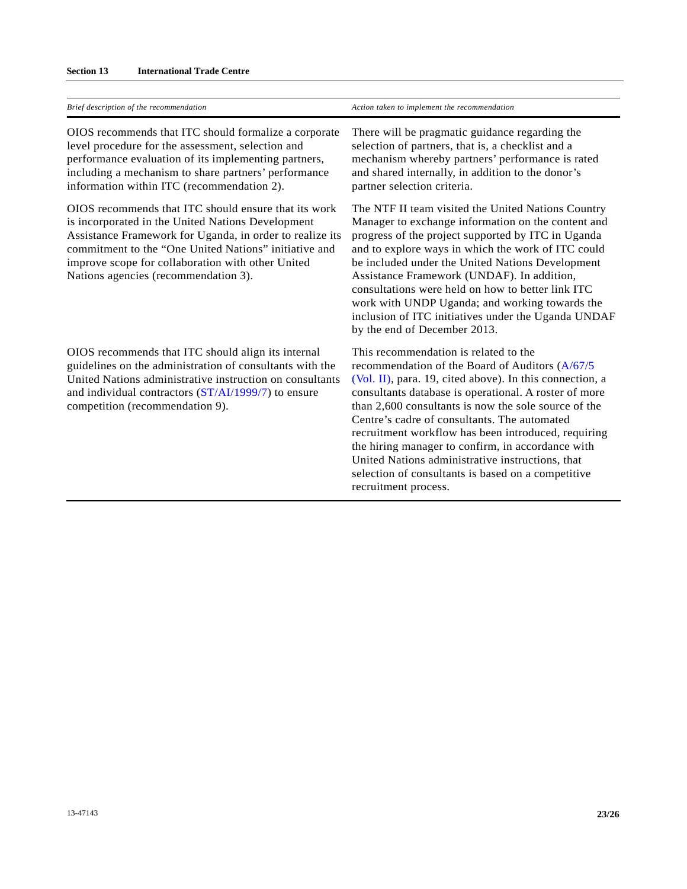| *Brief description of the recommendation* | *Action taken to implement the recommendation* |
|---|---|
| OIOS recommends that ITC should formalize a corporate level procedure for the assessment, selection and performance evaluation of its implementing partners, including a mechanism to share partners' performance information within ITC (recommendation 2). | There will be pragmatic guidance regarding the selection of partners, that is, a checklist and a mechanism whereby partners' performance is rated and shared internally, in addition to the donor's partner selection criteria. |
| OIOS recommends that ITC should ensure that its work is incorporated in the United Nations Development Assistance Framework for Uganda, in order to realize its commitment to the "One United Nations" initiative and improve scope for collaboration with other United Nations agencies (recommendation 3). | The NTF II team visited the United Nations Country Manager to exchange information on the content and progress of the project supported by ITC in Uganda and to explore ways in which the work of ITC could be included under the United Nations Development Assistance Framework (UNDAF). In addition, consultations were held on how to better link ITC work with UNDP Uganda; and working towards the inclusion of ITC initiatives under the Uganda UNDAF by the end of December 2013. |
| OIOS recommends that ITC should align its internal guidelines on the administration of consultants with the United Nations administrative instruction on consultants and individual contractors (ST/AI/1999/7) to ensure competition (recommendation 9). | This recommendation is related to the recommendation of the Board of Auditors (A/67/5 (Vol. II), para. 19, cited above). In this connection, a consultants database is operational. A roster of more than 2,600 consultants is now the sole source of the Centre's cadre of consultants. The automated recruitment workflow has been introduced, requiring the hiring manager to confirm, in accordance with United Nations administrative instructions, that selection of consultants is based on a competitive recruitment process. |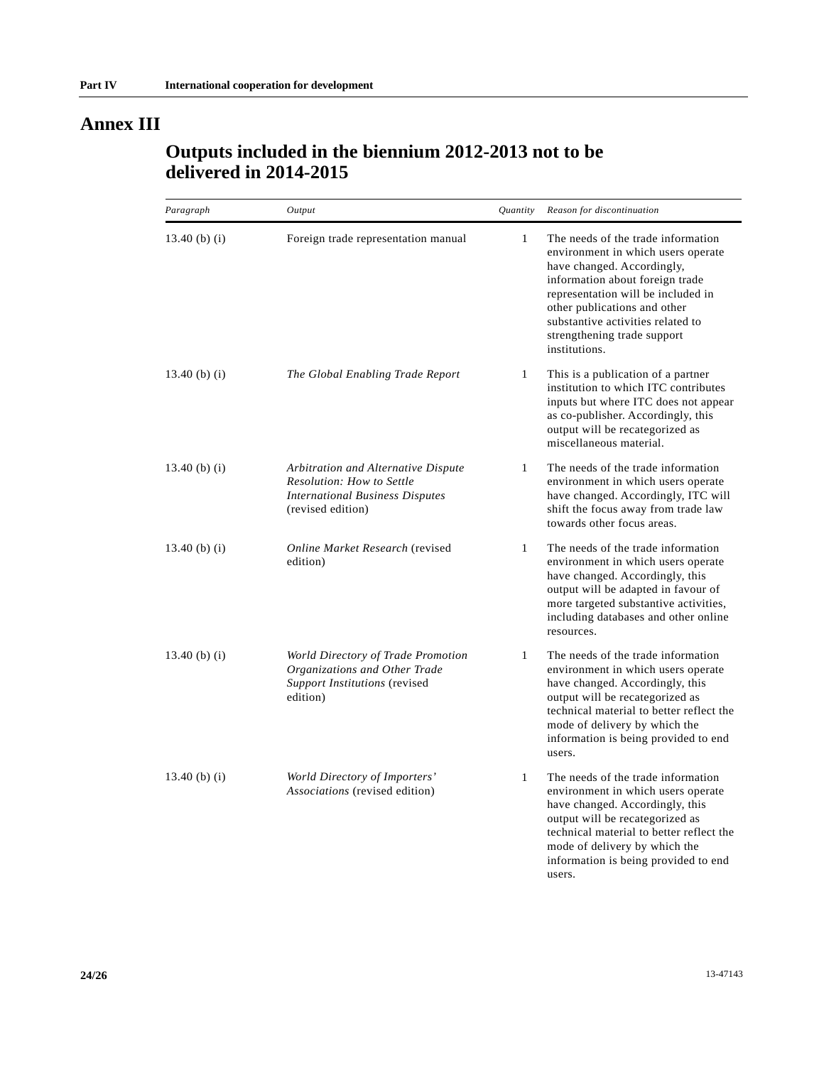# Annex III

## Outputs included in the biennium 2012-2013 not to be delivered in 2014-2015

| *Paragraph* | *Output* | *Quantity* | *Reason for discontinuation* |
|---|---|---|---|
| 13.40 (b) (i) | Foreign trade representation manual | 1 | The needs of the trade information environment in which users operate have changed. Accordingly, information about foreign trade representation will be included in other publications and other substantive activities related to strengthening trade support institutions. |
| 13.40 (b) (i) | *The Global Enabling Trade Report* | 1 | This is a publication of a partner institution to which ITC contributes inputs but where ITC does not appear as co-publisher. Accordingly, this output will be recategorized as miscellaneous material. |
| 13.40 (b) (i) | *Arbitration and Alternative Dispute Resolution: How to Settle International Business Disputes* (revised edition) | 1 | The needs of the trade information environment in which users operate have changed. Accordingly, ITC will shift the focus away from trade law towards other focus areas. |
| 13.40 (b) (i) | *Online Market Research* (revised edition) | 1 | The needs of the trade information environment in which users operate have changed. Accordingly, this output will be adapted in favour of more targeted substantive activities, including databases and other online resources. |
| 13.40 (b) (i) | *World Directory of Trade Promotion Organizations and Other Trade Support Institutions* (revised edition) | 1 | The needs of the trade information environment in which users operate have changed. Accordingly, this output will be recategorized as technical material to better reflect the mode of delivery by which the information is being provided to end users. |
| 13.40 (b) (i) | *World Directory of Importers' Associations* (revised edition) | 1 | The needs of the trade information environment in which users operate have changed. Accordingly, this output will be recategorized as technical material to better reflect the mode of delivery by which the information is being provided to end users. |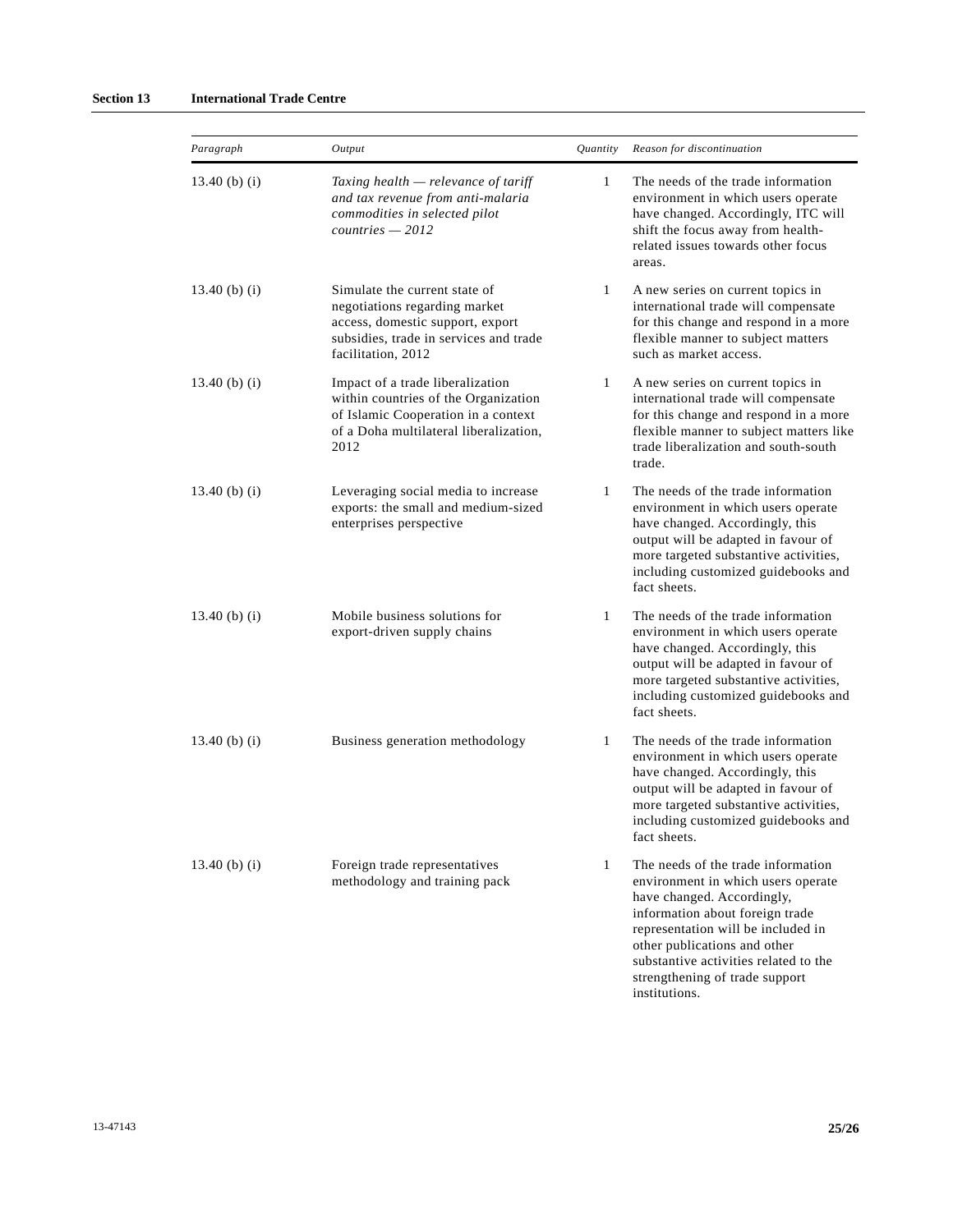| *Paragraph* | *Output* | *Quantity* | *Reason for discontinuation* |
| --- | --- | --- | --- |
| 13.40 (b) (i) | *Taxing health — relevance of tariff and tax revenue from anti-malaria commodities in selected pilot countries — 2012* | 1 | The needs of the trade information environment in which users operate have changed. Accordingly, ITC will shift the focus away from health-related issues towards other focus areas. |
| 13.40 (b) (i) | Simulate the current state of negotiations regarding market access, domestic support, export subsidies, trade in services and trade facilitation, 2012 | 1 | A new series on current topics in international trade will compensate for this change and respond in a more flexible manner to subject matters such as market access. |
| 13.40 (b) (i) | Impact of a trade liberalization within countries of the Organization of Islamic Cooperation in a context of a Doha multilateral liberalization, 2012 | 1 | A new series on current topics in international trade will compensate for this change and respond in a more flexible manner to subject matters like trade liberalization and south-south trade. |
| 13.40 (b) (i) | Leveraging social media to increase exports: the small and medium-sized enterprises perspective | 1 | The needs of the trade information environment in which users operate have changed. Accordingly, this output will be adapted in favour of more targeted substantive activities, including customized guidebooks and fact sheets. |
| 13.40 (b) (i) | Mobile business solutions for export-driven supply chains | 1 | The needs of the trade information environment in which users operate have changed. Accordingly, this output will be adapted in favour of more targeted substantive activities, including customized guidebooks and fact sheets. |
| 13.40 (b) (i) | Business generation methodology | 1 | The needs of the trade information environment in which users operate have changed. Accordingly, this output will be adapted in favour of more targeted substantive activities, including customized guidebooks and fact sheets. |
| 13.40 (b) (i) | Foreign trade representatives methodology and training pack | 1 | The needs of the trade information environment in which users operate have changed. Accordingly, information about foreign trade representation will be included in other publications and other substantive activities related to the strengthening of trade support institutions. |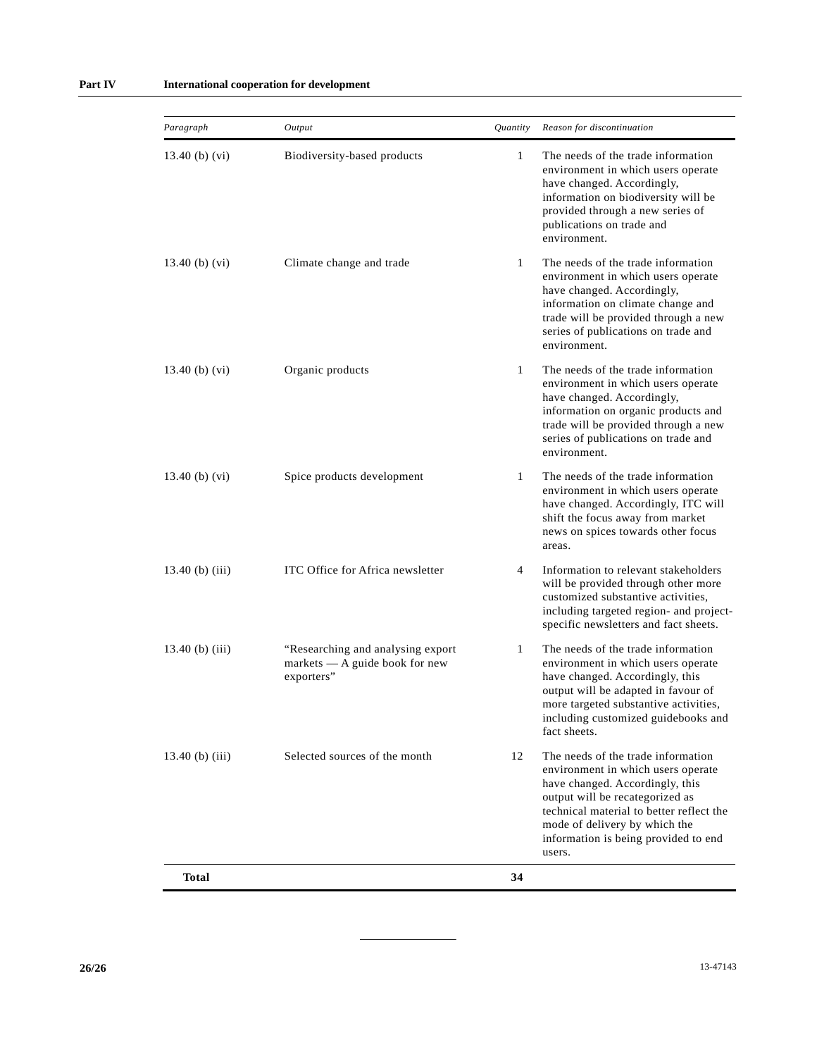| *Paragraph* | *Output* | *Quantity* | *Reason for discontinuation* |
|---|---|---|---|
| 13.40 (b) (vi) | Biodiversity-based products | 1 | The needs of the trade information environment in which users operate have changed. Accordingly, information on biodiversity will be provided through a new series of publications on trade and environment. |
| 13.40 (b) (vi) | Climate change and trade | 1 | The needs of the trade information environment in which users operate have changed. Accordingly, information on climate change and trade will be provided through a new series of publications on trade and environment. |
| 13.40 (b) (vi) | Organic products | 1 | The needs of the trade information environment in which users operate have changed. Accordingly, information on organic products and trade will be provided through a new series of publications on trade and environment. |
| 13.40 (b) (vi) | Spice products development | 1 | The needs of the trade information environment in which users operate have changed. Accordingly, ITC will shift the focus away from market news on spices towards other focus areas. |
| 13.40 (b) (iii) | ITC Office for Africa newsletter | 4 | Information to relevant stakeholders will be provided through other more customized substantive activities, including targeted region- and project-specific newsletters and fact sheets. |
| 13.40 (b) (iii) | "Researching and analysing export markets — A guide book for new exporters" | 1 | The needs of the trade information environment in which users operate have changed. Accordingly, this output will be adapted in favour of more targeted substantive activities, including customized guidebooks and fact sheets. |
| 13.40 (b) (iii) | Selected sources of the month | 12 | The needs of the trade information environment in which users operate have changed. Accordingly, this output will be recategorized as technical material to better reflect the mode of delivery by which the information is being provided to end users. |
| **Total** | | **34** | |